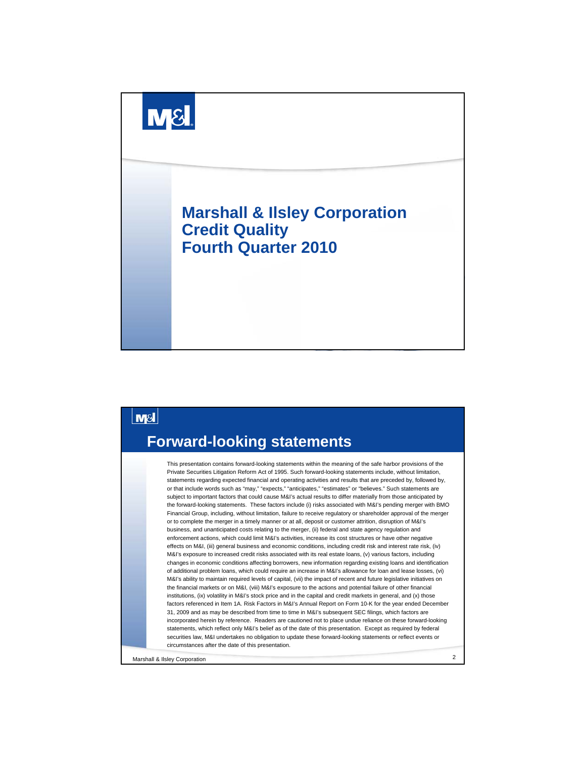# Marshall & Ilsley Corporation Credit Quality Fourth Quarter 2010

## Forward-looking statements

This presentation contains forward-looking statements within the meaning of the safe harbor provisions of the Private Securities Litigation Reform Act of 1995. Such forward-looking statements include, without limitation, statements regarding expected financial and operating activities and results that are preceded by, followed by, or that include words such as "may," "expects," "anticipates," "estimates" or "believes." Such statements are subject to important factors that could cause M&I's actual results to differ materially from those anticipated by the forward-looking statements. These factors include (i) risks associated with M&I's pending merger with BMO Financial Group, including, without limitation, failure to receive regulatory or shareholder approval of the merger or to complete the merger in a timely manner or at all, deposit or customer attrition, disruption of M&I's business, and unanticipated costs relating to the merger, (ii) federal and state agency regulation and enforcement actions, which could limit M&I's activities, increase its cost structures or have other negative effects on M&I, (iii) general business and economic conditions, including credit risk and interest rate risk, (iv) M&I's exposure to increased credit risks associated with its real estate loans, (v) various factors, including changes in economic conditions affecting borrowers, new information regarding existing loans and identification of additional problem loans, which could require an increase in M&I's allowance for loan and lease losses, (vi) M&I's ability to maintain required levels of capital, (vii) the impact of recent and future legislative initiatives on the financial markets or on M&I, (viii) M&I's exposure to the actions and potential failure of other financial institutions, (ix) volatility in M&I's stock price and in the capital and credit markets in general, and (x) those factors referenced in Item 1A. Risk Factors in M&I's Annual Report on Form 10-K for the year ended December 31, 2009 and as may be described from time to time in M&I's subsequent SEC filings, which factors are incorporated herein by reference. Readers are cautioned not to place undue reliance on these forward-looking statements, which reflect only M&I's belief as of the date of this presentation. Except as required by federal securities law, M&I undertakes no obligation to update these forward-looking statements or reflect events or circumstances after the date of this presentation.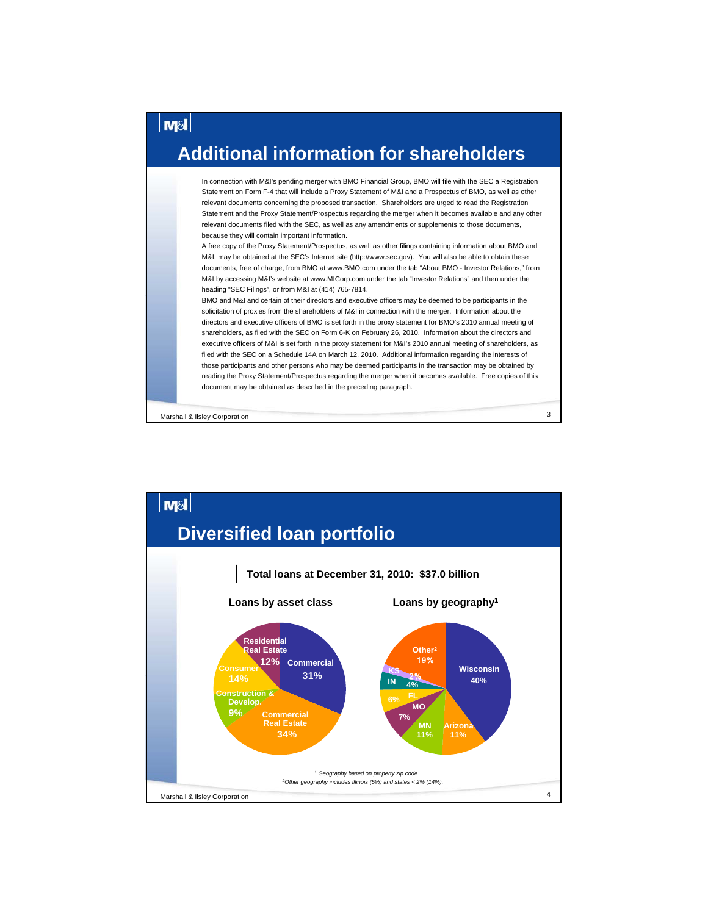# Additional information for shareholders

In connection with M&I's pending merger with BMO Financial Group, BMO will file with the SEC a Registration Statement on Form F-4 that will include a Proxy Statement of M&I and a Prospectus of BMO, as well as other relevant documents concerning the proposed transaction. Shareholders are urged to read the Registration Statement and the Proxy Statement/Prospectus regarding the merger when it becomes available and any other relevant documents filed with the SEC, as well as any amendments or supplements to those documents, because they will contain important information.

A free copy of the Proxy Statement/Prospectus, as well as other filings containing information about BMO and M&I, may be obtained at the SEC's Internet site (http://www.sec.gov). You will also be able to obtain these documents, free of charge, from BMO at www.BMO.com under the tab "About BMO - Investor Relations," from M&I by accessing M&I's website at www.MICorp.com under the tab "Investor Relations" and then under the heading "SEC Filings", or from M&I at (414) 765-7814.

BMO and M&I and certain of their directors and executive officers may be deemed to be participants in the solicitation of proxies from the shareholders of M&I in connection with the merger. Information about the directors and executive officers of BMO is set forth in the proxy statement for BMO's 2010 annual meeting of shareholders, as filed with the SEC on Form 6-K on February 26, 2010. Information about the directors and executive officers of M&I is set forth in the proxy statement for M&I's 2010 annual meeting of shareholders, as filed with the SEC on a Schedule 14A on March 12, 2010. Additional information regarding the interests of those participants and other persons who may be deemed participants in the transaction may be obtained by reading the Proxy Statement/Prospectus regarding the merger when it becomes available. Free copies of this document may be obtained as described in the preceding paragraph.

# Diversified loan portfolio

**Total loans at December 31, 2010: $37.0 billion**

**Loans by asset class**

| Asset class | % |
|---|---|
| Commercial | 31% |
| Commercial Real Estate | 34% |
| Construction & Develop. | 9% |
| Consumer | 14% |
| Residential Real Estate | 12% |

**Loans by geography[1]**

| Geography | % |
|---|---|
| Wisconsin | 40% |
| Arizona | 11% |
| MN | 11% |
| MO | 7% |
| FL | 6% |
| IN | 4% |
| KS | 2% |
| Other[2] | 19% |

*[1] Geography based on property zip code.*
*[2]Other geography includes Illinois (5%) and states < 2% (14%).*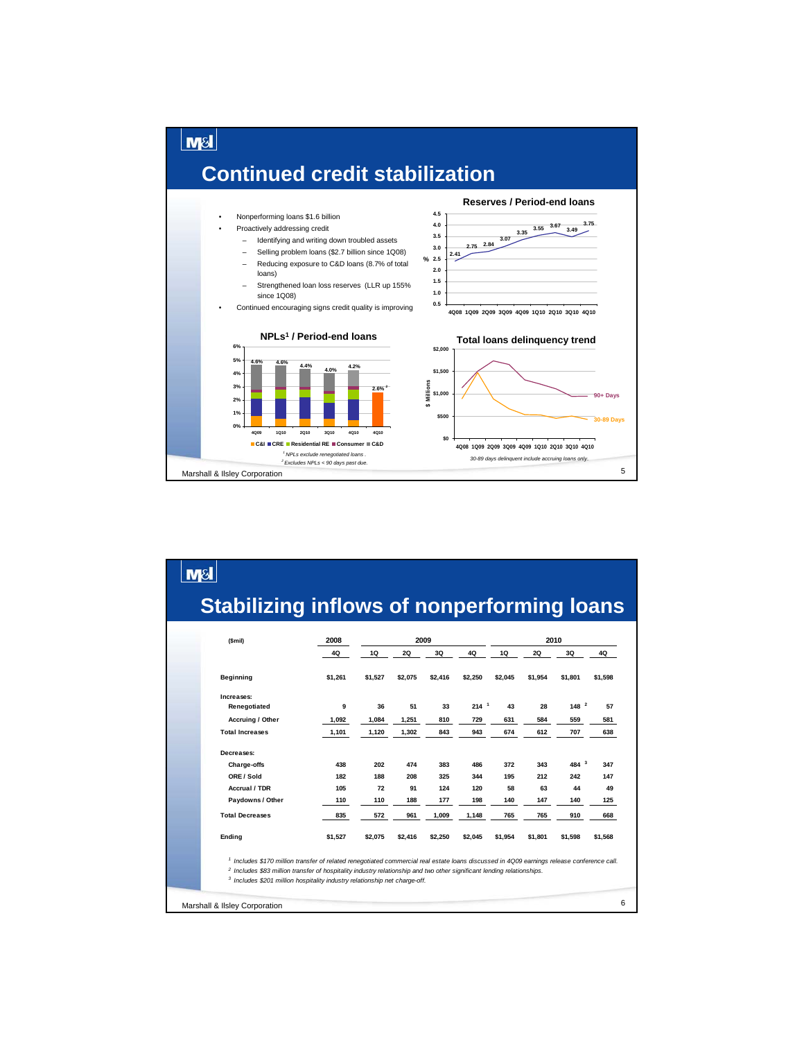## Continued credit stabilization

- Nonperforming loans $1.6 billion
- Proactively addressing credit
  - Identifying and writing down troubled assets
  - Selling problem loans ($2.7 billion since 1Q08)
  - Reducing exposure to C&D loans (8.7% of total loans)
  - Strengthened loan loss reserves (LLR up 155% since 1Q08)
- Continued encouraging signs credit quality is improving

**Reserves / Period-end loans**

| 4Q08 | 1Q09 | 2Q09 | 3Q09 | 4Q09 | 1Q10 | 2Q10 | 3Q10 | 4Q10 |
|---|---|---|---|---|---|---|---|---|
| 2.41 | 2.75 | 2.84 | 3.07 | 3.35 | 3.55 | 3.67 | 3.49 | 3.75 |

**NPLs[1] / Period-end loans**

| 4Q09 | 1Q10 | 2Q10 | 3Q10 | 4Q10 | 4Q10 |
|---|---|---|---|---|---|
| 4.6% | 4.6% | 4.4% | 4.0% | 4.2% | 2.6% [2] |

C&I ■ CRE ■ Residential RE ■ Consumer ■ C&D

[1] NPLs exclude renegotiated loans.

[2] Excludes NPLs < 90 days past due.

**Total loans delinquency trend**

90+ Days / 30-89 Days ($ Millions), 4Q08 – 4Q10

30-89 days delinquent include accruing loans only.

## Stabilizing inflows of nonperforming loans

| ($mil) | 2008 | 2009 | | | | 2010 | | | |
|---|---|---|---|---|---|---|---|---|---|
| | 4Q | 1Q | 2Q | 3Q | 4Q | 1Q | 2Q | 3Q | 4Q |
| **Beginning** | $1,261 | $1,527 | $2,075 | $2,416 | $2,250 | $2,045 | $1,954 | $1,801 | $1,598 |
| **Increases:** | | | | | | | | | |
| Renegotiated | 9 | 36 | 51 | 33 | 214 [1] | 43 | 28 | 148 [2] | 57 |
| Accruing / Other | 1,092 | 1,084 | 1,251 | 810 | 729 | 631 | 584 | 559 | 581 |
| **Total Increases** | 1,101 | 1,120 | 1,302 | 843 | 943 | 674 | 612 | 707 | 638 |
| **Decreases:** | | | | | | | | | |
| Charge-offs | 438 | 202 | 474 | 383 | 486 | 372 | 343 | 484 [3] | 347 |
| ORE / Sold | 182 | 188 | 208 | 325 | 344 | 195 | 212 | 242 | 147 |
| Accrual / TDR | 105 | 72 | 91 | 124 | 120 | 58 | 63 | 44 | 49 |
| Paydowns / Other | 110 | 110 | 188 | 177 | 198 | 140 | 147 | 140 | 125 |
| **Total Decreases** | 835 | 572 | 961 | 1,009 | 1,148 | 765 | 765 | 910 | 668 |
| **Ending** | $1,527 | $2,075 | $2,416 | $2,250 | $2,045 | $1,954 | $1,801 | $1,598 | $1,568 |

[1] *Includes $170 million transfer of related renegotiated commercial real estate loans discussed in 4Q09 earnings release conference call.*

[2] *Includes $83 million transfer of hospitality industry relationship and two other significant lending relationships.*

[3] *Includes $201 million hospitality industry relationship net charge-off.*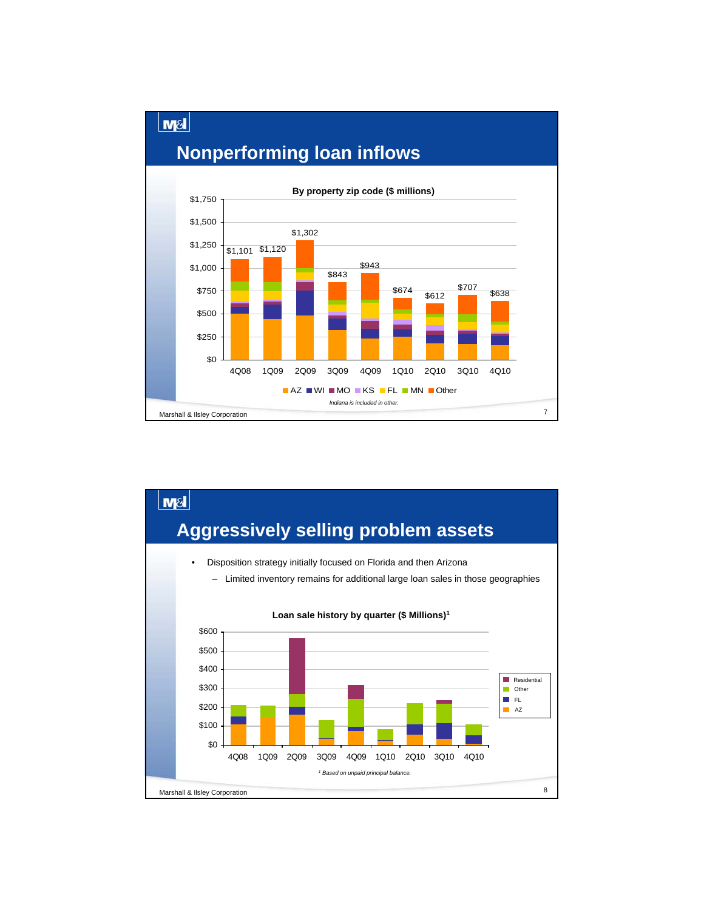# Nonperforming loan inflows

**By property zip code ($ millions)**

| Quarter | Total |
|---|---|
| 4Q08 | $1,101 |
| 1Q09 | $1,120 |
| 2Q09 | $1,302 |
| 3Q09 | $843 |
| 4Q09 | $943 |
| 1Q10 | $674 |
| 2Q10 | $612 |
| 3Q10 | $707 |
| 4Q10 | $638 |

AZ, WI, MO, KS, FL, MN, Other

*Indiana is included in other.*

Marshall & Ilsley Corporation

# Aggressively selling problem assets

- Disposition strategy initially focused on Florida and then Arizona
  - Limited inventory remains for additional large loan sales in those geographies

**Loan sale history by quarter ($ Millions)[1]**

Quarters: 4Q08, 1Q09, 2Q09, 3Q09, 4Q09, 1Q10, 2Q10, 3Q10, 4Q10

Legend: Residential, Other, FL, AZ

*[1] Based on unpaid principal balance.*

Marshall & Ilsley Corporation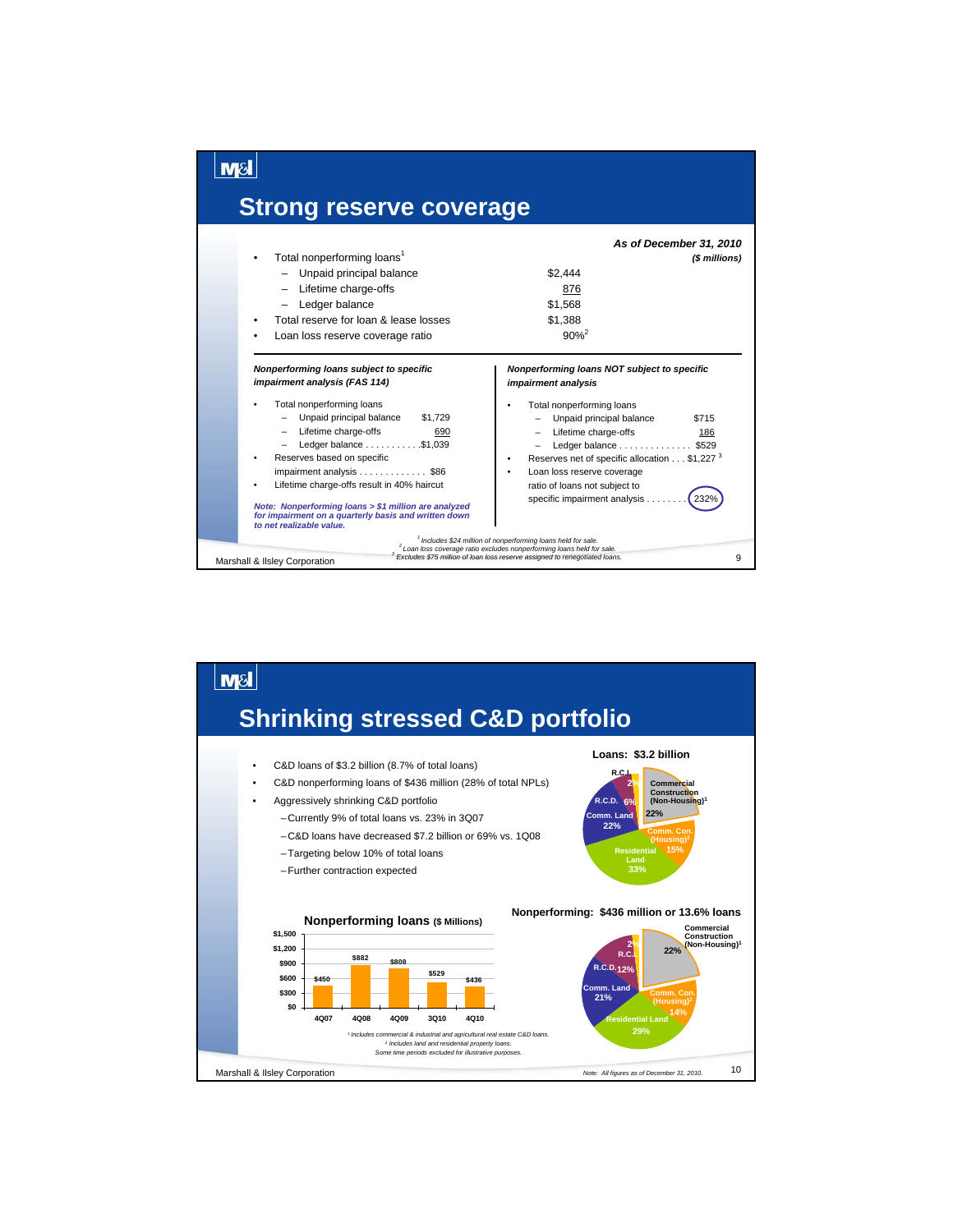# Strong reserve coverage

| | As of December 31, 2010 ($ millions) |
|---|---|
| Total nonperforming loans[1] | |
| – Unpaid principal balance | $2,444 |
| – Lifetime charge-offs | 876 |
| – Ledger balance | $1,568 |
| Total reserve for loan & lease losses | $1,388 |
| Loan loss reserve coverage ratio | 90%[2] |

***Nonperforming loans subject to specific impairment analysis (FAS 114)***

- Total nonperforming loans
  - Unpaid principal balance $1,729
  - Lifetime charge-offs 690
  - Ledger balance . . . . . . . . . . .$1,039
- Reserves based on specific impairment analysis . . . . . . . . . . . . . $86
- Lifetime charge-offs result in 40% haircut

***Note: Nonperforming loans > $1 million are analyzed for impairment on a quarterly basis and written down to net realizable value.***

***Nonperforming loans NOT subject to specific impairment analysis***

- Total nonperforming loans
  - Unpaid principal balance $715
  - Lifetime charge-offs 186
  - Ledger balance . . . . . . . . . . . . . . $529
- Reserves net of specific allocation . . . $1,227[3]
- Loan loss reserve coverage ratio of loans not subject to specific impairment analysis . . . . . . . . 232%

*[1] Includes $24 million of nonperforming loans held for sale.*
*[2] Loan loss coverage ratio excludes nonperforming loans held for sale.*
*[3] Excludes $75 million of loan loss reserve assigned to renegotiated loans.*

Marshall & Ilsley Corporation

# Shrinking stressed C&D portfolio

- C&D loans of $3.2 billion (8.7% of total loans)
- C&D nonperforming loans of $436 million (28% of total NPLs)
- Aggressively shrinking C&D portfolio
  - Currently 9% of total loans vs. 23% in 3Q07
  - C&D loans have decreased $7.2 billion or 69% vs. 1Q08
  - Targeting below 10% of total loans
  - Further contraction expected

**Loans: $3.2 billion**

| Category | % |
|---|---|
| Commercial Construction (Non-Housing)[1] | 22% |
| Comm. Con. (Housing)[2] | 15% |
| Residential Land | 33% |
| Comm. Land | 22% |
| R.C.D. | 6% |
| R.C.I. | 2% |

**Nonperforming: $436 million or 13.6% loans**

| Category | % |
|---|---|
| Commercial Construction (Non-Housing)[1] | 22% |
| Comm. Con. (Housing)[2] | 14% |
| Residential Land | 29% |
| Comm. Land | 21% |
| R.C.D. | 12% |
| R.C.I. | 2% |

**Nonperforming loans ($ Millions)**

| 4Q07 | 4Q08 | 4Q09 | 3Q10 | 4Q10 |
|---|---|---|---|---|
| $450 | $882 | $808 | $529 | $436 |

*[1] Includes commercial & industrial and agricultural real estate C&D loans.*
*[2] Includes land and residential property loans.*
*Some time periods excluded for illustrative purposes.*

Marshall & Ilsley Corporation

*Note: All figures as of December 31, 2010.*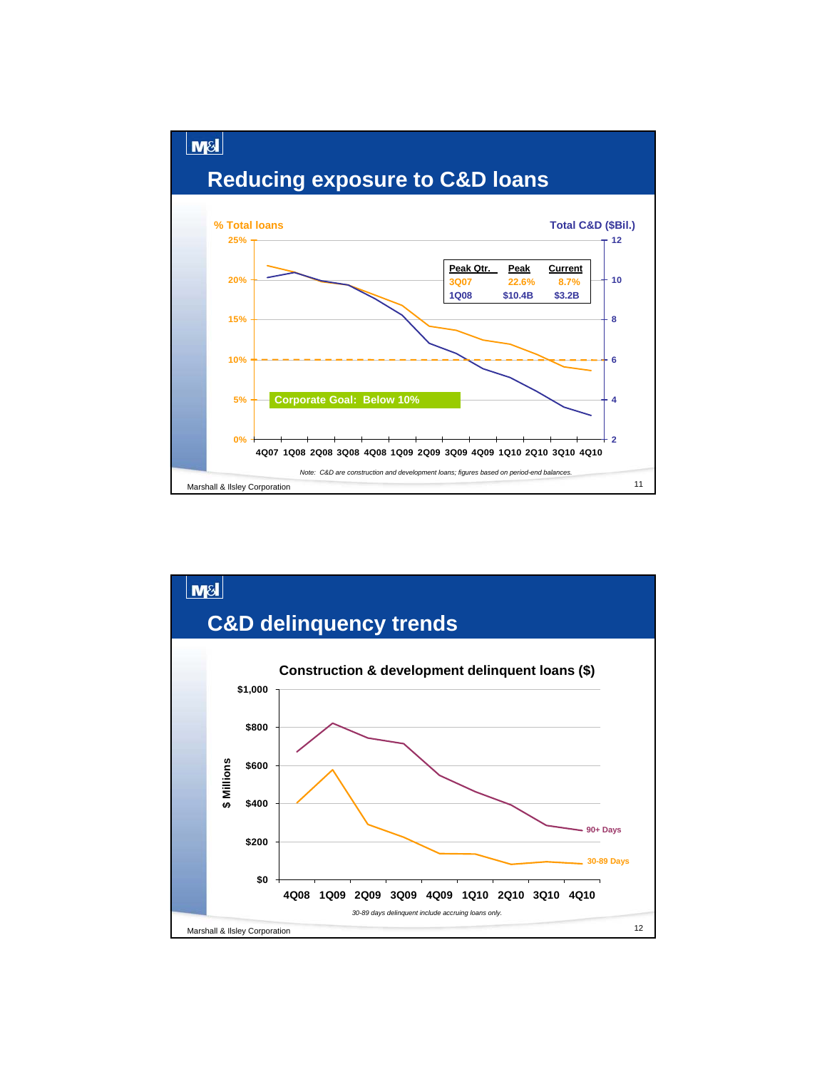## Reducing exposure to C&D loans

% Total loans | Total C&D ($Bil.)

| Peak Qtr. | Peak | Current |
|---|---|---|
| 3Q07 | 22.6% | 8.7% |
| 1Q08 | $10.4B | $3.2B |

Corporate Goal: Below 10%

4Q07 1Q08 2Q08 3Q08 4Q08 1Q09 2Q09 3Q09 4Q09 1Q10 2Q10 3Q10 4Q10

*Note: C&D are construction and development loans; figures based on period-end balances.*

Marshall & Ilsley Corporation

## C&D delinquency trends

**Construction & development delinquent loans ($)**

$ Millions

90+ Days

30-89 Days

4Q08 1Q09 2Q09 3Q09 4Q09 1Q10 2Q10 3Q10 4Q10

*30-89 days delinquent include accruing loans only.*

Marshall & Ilsley Corporation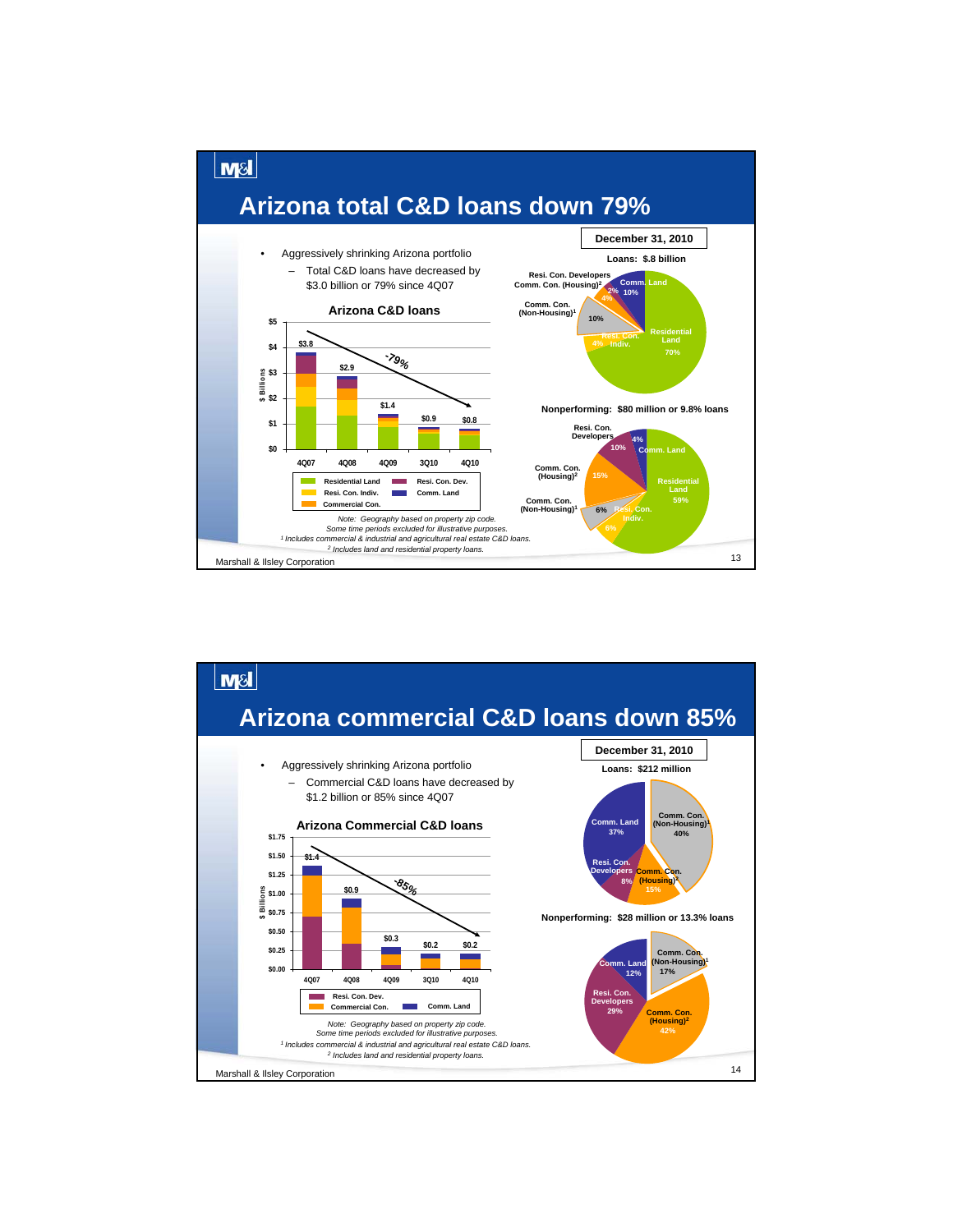# Arizona total C&D loans down 79%

- Aggressively shrinking Arizona portfolio
  - Total C&D loans have decreased by $3.0 billion or 79% since 4Q07

### Arizona C&D loans

| | 4Q07 | 4Q08 | 4Q09 | 3Q10 | 4Q10 |
|---|---|---|---|---|---|
| Total ($ Billions) | $3.8 | $2.9 | $1.4 | $0.9 | $0.8 |

-79%

Legend: Residential Land, Resi. Con. Dev., Resi. Con. Indiv., Comm. Land, Commercial Con.

**December 31, 2010**

**Loans: $.8 billion**

| Category | % |
|---|---|
| Residential Land | 70% |
| Comm. Con. (Non-Housing)[1] | 10% |
| Comm. Land | 10% |
| Resi. Con. Indiv. | 4% |
| Comm. Con. (Housing)[2] | 4% |
| Resi. Con. Developers | 2% |

**Nonperforming: $80 million or 9.8% loans**

| Category | % |
|---|---|
| Residential Land | 59% |
| Comm. Con. (Housing)[2] | 15% |
| Resi. Con. Developers | 10% |
| Comm. Con. (Non-Housing)[1] | 6% |
| Resi. Con. Indiv. | 6% |
| Comm. Land | 4% |

*Note: Geography based on property zip code.*
*Some time periods excluded for illustrative purposes.*
*[1] Includes commercial & industrial and agricultural real estate C&D loans.*
*[2] Includes land and residential property loans.*

Marshall & Ilsley Corporation

# Arizona commercial C&D loans down 85%

- Aggressively shrinking Arizona portfolio
  - Commercial C&D loans have decreased by $1.2 billion or 85% since 4Q07

### Arizona Commercial C&D loans

| | 4Q07 | 4Q08 | 4Q09 | 3Q10 | 4Q10 |
|---|---|---|---|---|---|
| Total ($ Billions) | $1.4 | $0.9 | $0.3 | $0.2 | $0.2 |

-85%

Legend: Resi. Con. Dev., Commercial Con., Comm. Land

**December 31, 2010**

**Loans: $212 million**

| Category | % |
|---|---|
| Comm. Con. (Non-Housing)[1] | 40% |
| Comm. Land | 37% |
| Comm. Con. (Housing)[2] | 15% |
| Resi. Con. Developers | 8% |

**Nonperforming: $28 million or 13.3% loans**

| Category | % |
|---|---|
| Comm. Con. (Housing)[2] | 42% |
| Resi. Con. Developers | 29% |
| Comm. Con. (Non-Housing)[1] | 17% |
| Comm. Land | 12% |

*Note: Geography based on property zip code.*
*Some time periods excluded for illustrative purposes.*
*[1] Includes commercial & industrial and agricultural real estate C&D loans.*
*[2] Includes land and residential property loans.*

Marshall & Ilsley Corporation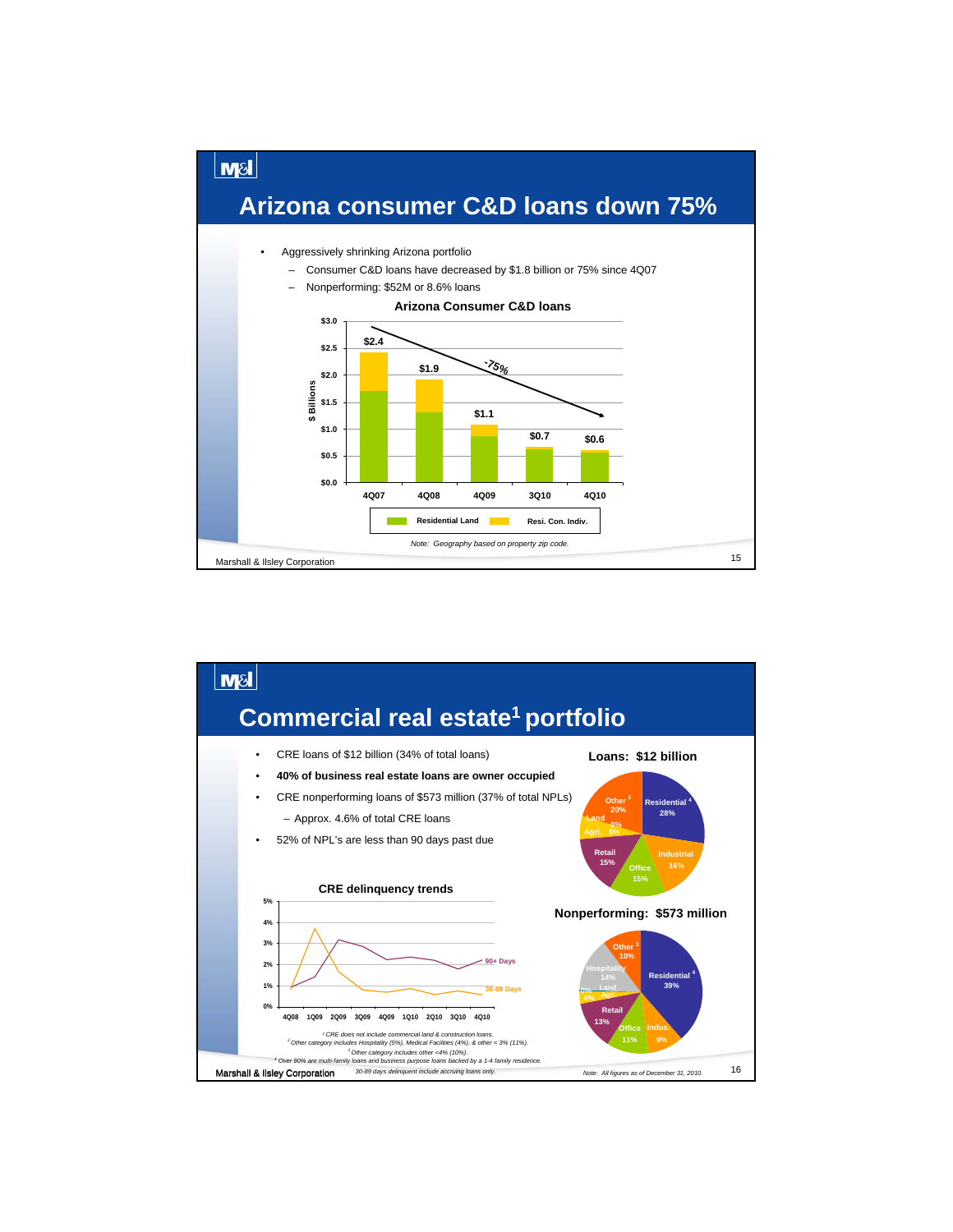# Arizona consumer C&D loans down 75%

- Aggressively shrinking Arizona portfolio
  - Consumer C&D loans have decreased by $1.8 billion or 75% since 4Q07
  - Nonperforming: $52M or 8.6% loans

**Arizona Consumer C&D loans**

| Quarter | Total ($ Billions) |
|---|---|
| 4Q07 | $2.4 |
| 4Q08 | $1.9 |
| 4Q09 | $1.1 |
| 3Q10 | $0.7 |
| 4Q10 | $0.6 |

-75%

Legend: Residential Land, Resi. Con. Indiv.

*Note: Geography based on property zip code.*

Marshall & Ilsley Corporation

# Commercial real estate[1] portfolio

- CRE loans of $12 billion (34% of total loans)
- **40% of business real estate loans are owner occupied**
- CRE nonperforming loans of $573 million (37% of total NPLs)
  - Approx. 4.6% of total CRE loans
- 52% of NPL's are less than 90 days past due

**CRE delinquency trends**

Series: 90+ Days; 30-89 Days (4Q08 – 4Q10)

**Loans: $12 billion**

| Category | % |
|---|---|
| Residential[4] | 28% |
| Industrial | 16% |
| Office | 15% |
| Retail | 15% |
| Agri. | 6% |
| Land | 0% |
| Other[2] | 20% |

**Nonperforming: $573 million**

| Category | % |
|---|---|
| Residential[4] | 39% |
| Indus. | 9% |
| Office | 11% |
| Retail | 13% |
| Agri. | 4% |
| Land | 0% |
| Hospitality | 14% |
| Other[3] | 10% |

[1] CRE does not include commercial land & construction loans.
[2] Other category includes Hospitality (5%), Medical Facilities (4%), & other < 3% (11%).
[3] Other category includes other <4% (10%).
[4] Over 90% are multi-family loans and business purpose loans backed by a 1-4 family residence.
30-89 days delinquent include accruing loans only.

*Note: All figures as of December 31, 2010.*

Marshall & Ilsley Corporation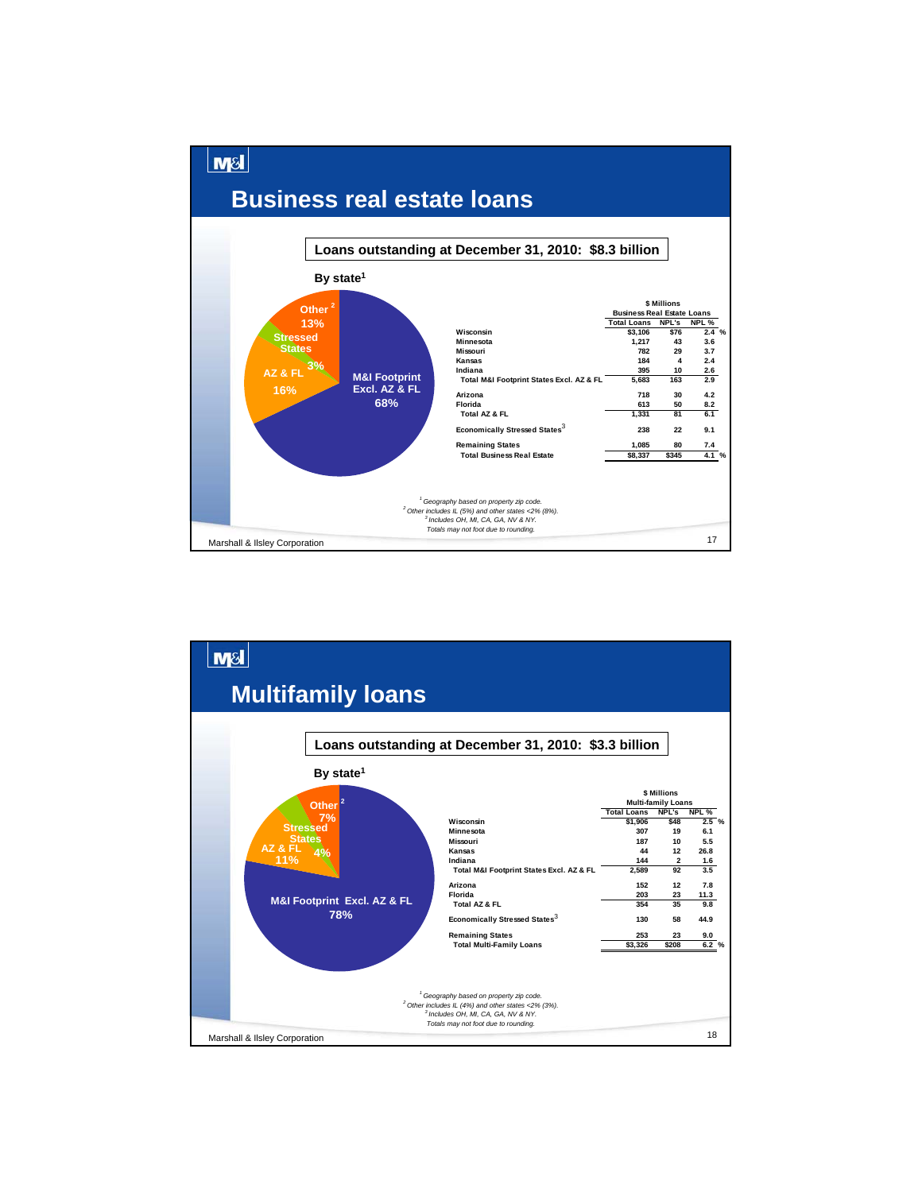## Business real estate loans

**Loans outstanding at December 31, 2010: $8.3 billion**

**By state[1]**

- M&I Footprint Excl. AZ & FL: 68%
- AZ & FL: 16%
- Stressed States: 3%
- Other[2]: 13%

| | $ Millions | | |
|---|---|---|---|
| | Business Real Estate Loans | | |
| | Total Loans | NPL's | NPL % |
| Wisconsin | $3,106 | $76 | 2.4 % |
| Minnesota | 1,217 | 43 | 3.6 |
| Missouri | 782 | 29 | 3.7 |
| Kansas | 184 | 4 | 2.4 |
| Indiana | 395 | 10 | 2.6 |
| Total M&I Footprint States Excl. AZ & FL | 5,683 | 163 | 2.9 |
| Arizona | 718 | 30 | 4.2 |
| Florida | 613 | 50 | 8.2 |
| Total AZ & FL | 1,331 | 81 | 6.1 |
| Economically Stressed States[3] | 238 | 22 | 9.1 |
| Remaining States | 1,085 | 80 | 7.4 |
| Total Business Real Estate | $8,337 | $345 | 4.1 % |

[1] *Geography based on property zip code.*
[2] *Other includes IL (5%) and other states <2% (8%).*
[3] *Includes OH, MI, CA, GA, NV & NY.*
*Totals may not foot due to rounding.*

## Multifamily loans

**Loans outstanding at December 31, 2010: $3.3 billion**

**By state[1]**

- M&I Footprint Excl. AZ & FL: 78%
- AZ & FL: 11%
- Stressed States: 4%
- Other[2]: 7%

| | $ Millions | | |
|---|---|---|---|
| | Multi-family Loans | | |
| | Total Loans | NPL's | NPL % |
| Wisconsin | $1,906 | $48 | 2.5 % |
| Minnesota | 307 | 19 | 6.1 |
| Missouri | 187 | 10 | 5.5 |
| Kansas | 44 | 12 | 26.8 |
| Indiana | 144 | 2 | 1.6 |
| Total M&I Footprint States Excl. AZ & FL | 2,589 | 92 | 3.5 |
| Arizona | 152 | 12 | 7.8 |
| Florida | 203 | 23 | 11.3 |
| Total AZ & FL | 354 | 35 | 9.8 |
| Economically Stressed States[3] | 130 | 58 | 44.9 |
| Remaining States | 253 | 23 | 9.0 |
| Total Multi-Family Loans | $3,326 | $208 | 6.2 % |

[1] *Geography based on property zip code.*
[2] *Other includes IL (4%) and other states <2% (3%).*
[3] *Includes OH, MI, CA, GA, NV & NY.*
*Totals may not foot due to rounding.*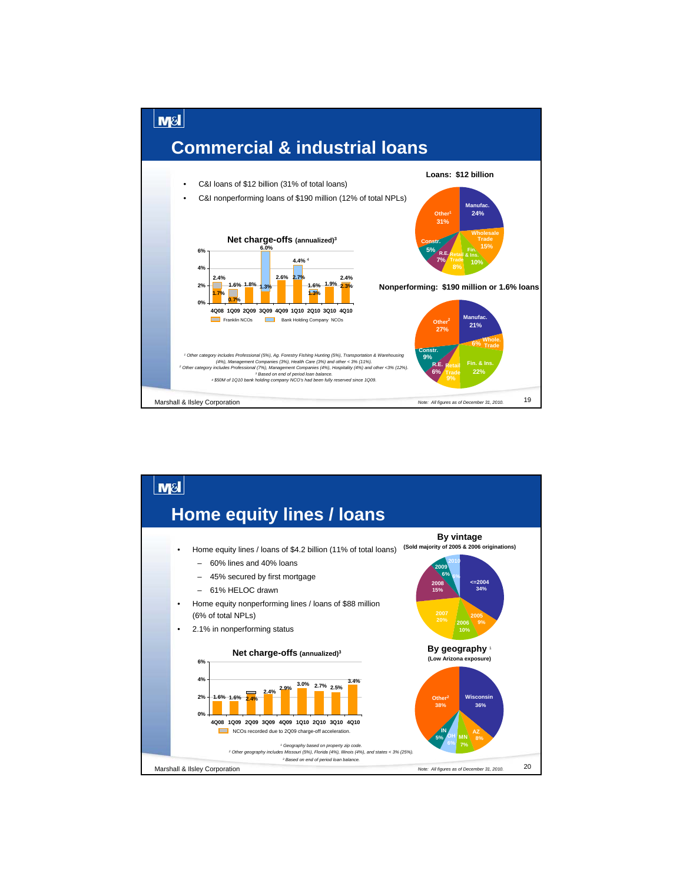# Commercial & industrial loans

- C&I loans of $12 billion (31% of total loans)
- C&I nonperforming loans of $190 million (12% of total NPLs)

**Net charge-offs (annualized)[3]**

| | 4Q08 | 1Q09 | 2Q09 | 3Q09 | 4Q09 | 1Q10 | 2Q10 | 3Q10 | 4Q10 |
|---|---|---|---|---|---|---|---|---|---|
| Total | 2.4% | 1.6% | 1.8% | 6.0% | 2.6% | 4.4% [4] | 1.6% | 1.9% | 2.4% |
| Franklin NCOs / Bank Holding Company NCOs detail | 1.7% | 0.7% | | 1.3% | | 2.7% | 1.3% | | 2.3% |

Franklin NCOs / Bank Holding Company NCOs

**Loans: $12 billion**

| Category | % |
|---|---|
| Manufac. | 24% |
| Wholesale Trade | 15% |
| Fin. & Ins. | 10% |
| Retail Trade | 8% |
| R.E. | 7% |
| Constr. | 5% |
| Other[1] | 31% |

**Nonperforming: $190 million or 1.6% loans**

| Category | % |
|---|---|
| Manufac. | 21% |
| Whole. Trade | 6% |
| Fin. & Ins. | 22% |
| Retail Trade | 9% |
| R.E. | 6% |
| Constr. | 9% |
| Other[2] | 27% |

[1] Other category includes Professional (5%), Ag. Forestry Fishing Hunting (5%), Transportation & Warehousing (4%), Management Companies (3%), Health Care (3%) and other < 3% (11%).
[2] Other category includes Professional (7%), Management Companies (4%), Hospitality (4%) and other <3% (12%).
[3] Based on end of period loan balance.
[4] $50M of 1Q10 bank holding company NCO's had been fully reserved since 1Q09.

*Note: All figures as of December 31, 2010.*

# Home equity lines / loans

- Home equity lines / loans of $4.2 billion (11% of total loans)
  - 60% lines and 40% loans
  - 45% secured by first mortgage
  - 61% HELOC drawn
- Home equity nonperforming lines / loans of $88 million (6% of total NPLs)
- 2.1% in nonperforming status

**Net charge-offs (annualized)[3]**

| 4Q08 | 1Q09 | 2Q09 | 3Q09 | 4Q09 | 1Q10 | 2Q10 | 3Q10 | 4Q10 |
|---|---|---|---|---|---|---|---|---|
| 1.6% | 1.6% | 2.4% | 2.4% | 2.9% | 3.0% | 2.7% | 2.5% | 3.4% |

NCOs recorded due to 2Q09 charge-off acceleration.

**By vintage**
(Sold majority of 2005 & 2006 originations)

| Vintage | % |
|---|---|
| <=2004 | 34% |
| 2005 | 9% |
| 2006 | 10% |
| 2007 | 20% |
| 2008 | 15% |
| 2009 | 6% |
| 2010 | 6% |

**By geography[1]**
(Low Arizona exposure)

| Geography | % |
|---|---|
| Wisconsin | 36% |
| AZ | 8% |
| MN | 7% |
| OH | 6% |
| IN | 5% |
| Other[2] | 38% |

[1] Geography based on property zip code.
[2] Other geography includes Missouri (5%), Florida (4%), Illinois (4%), and states < 3% (25%).
[3] Based on end of period loan balance.

*Note: All figures as of December 31, 2010.*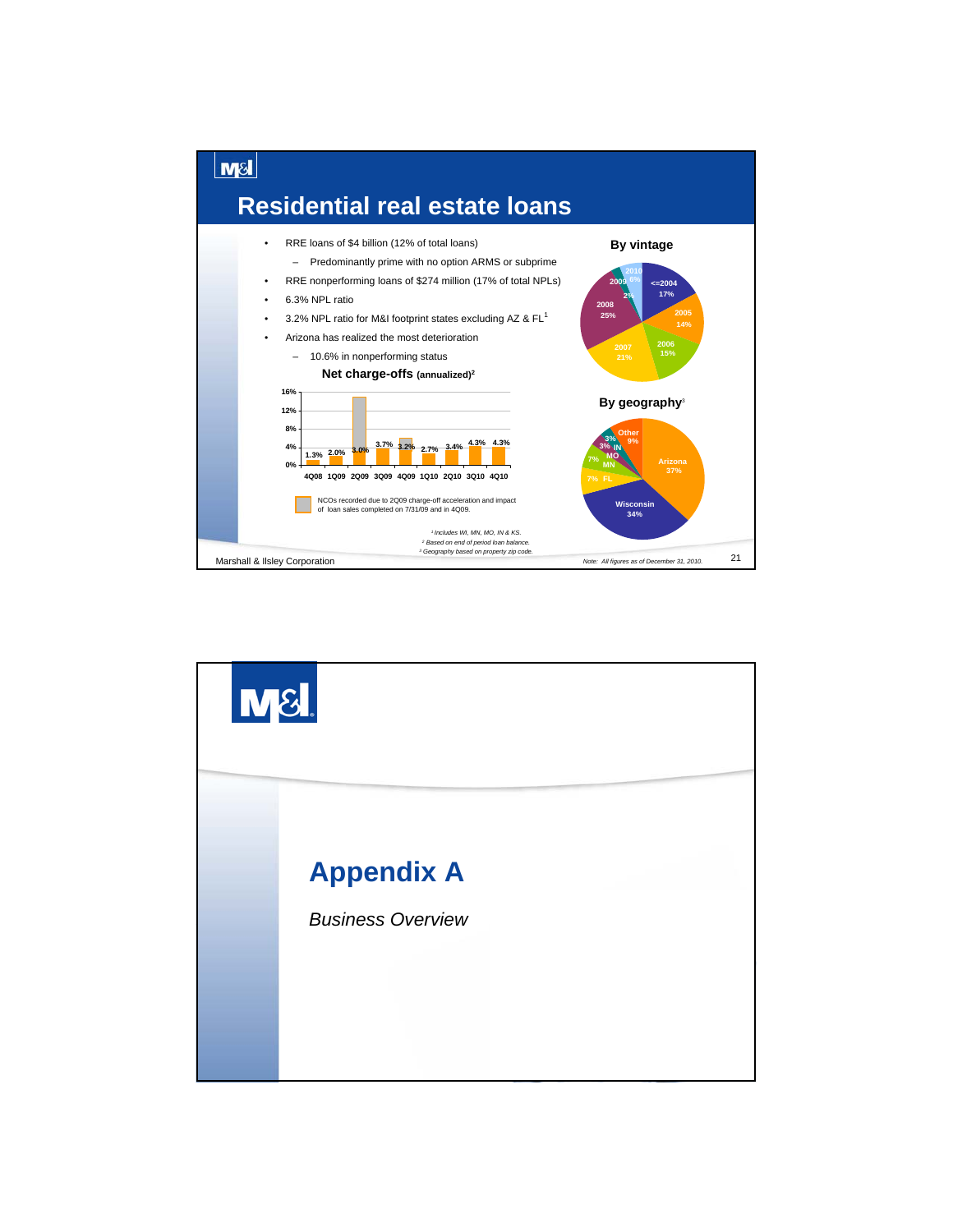# Residential real estate loans

- RRE loans of $4 billion (12% of total loans)
  - Predominantly prime with no option ARMS or subprime
- RRE nonperforming loans of $274 million (17% of total NPLs)
- 6.3% NPL ratio
- 3.2% NPL ratio for M&I footprint states excluding AZ & FL[1]
- Arizona has realized the most deterioration
  - 10.6% in nonperforming status

**Net charge-offs** (annualized)[2]

| 4Q08 | 1Q09 | 2Q09 | 3Q09 | 4Q09 | 1Q10 | 2Q10 | 3Q10 | 4Q10 |
|---|---|---|---|---|---|---|---|---|
| 1.3% | 2.0% | 3.0% | 3.7% | 3.2% | 2.7% | 3.4% | 4.3% | 4.3% |

NCOs recorded due to 2Q09 charge-off acceleration and impact of loan sales completed on 7/31/09 and in 4Q09.

**By vintage**

| Vintage | % |
|---|---|
| <=2004 | 17% |
| 2005 | 14% |
| 2006 | 15% |
| 2007 | 21% |
| 2008 | 25% |
| 2009 | 2% |
| 2010 | 6% |

**By geography**[3]

| Geography | % |
|---|---|
| Arizona | 37% |
| Wisconsin | 34% |
| FL | 7% |
| MN | 7% |
| MO | 3% |
| IN | 3% |
| Other | 9% |

[1] Includes WI, MN, MO, IN & KS.
[2] Based on end of period loan balance.
[3] Geography based on property zip code.

Marshall & Ilsley Corporation

*Note: All figures as of December 31, 2010.*

# Appendix A

*Business Overview*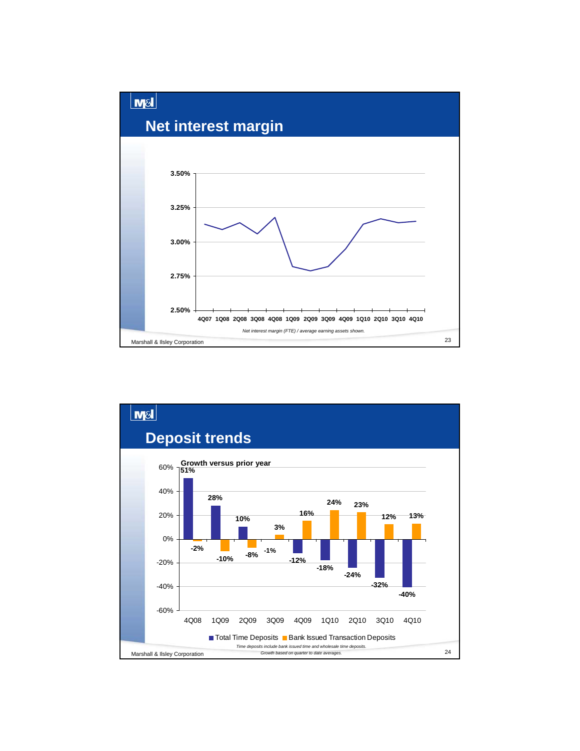# Net interest margin

*Net interest margin (FTE) / average earning assets shown.*

Marshall & Ilsley Corporation

# Deposit trends

**Growth versus prior year**

| | 4Q08 | 1Q09 | 2Q09 | 3Q09 | 4Q09 | 1Q10 | 2Q10 | 3Q10 | 4Q10 |
|---|---|---|---|---|---|---|---|---|---|
| Total Time Deposits | 51% | 28% | 10% | -1% | -12% | -18% | -24% | -32% | -40% |
| Bank Issued Transaction Deposits | -2% | -10% | -8% | 3% | 16% | 24% | 23% | 12% | 13% |

*Time deposits include bank issued time and wholesale time deposits.*
*Growth based on quarter to date averages.*

Marshall & Ilsley Corporation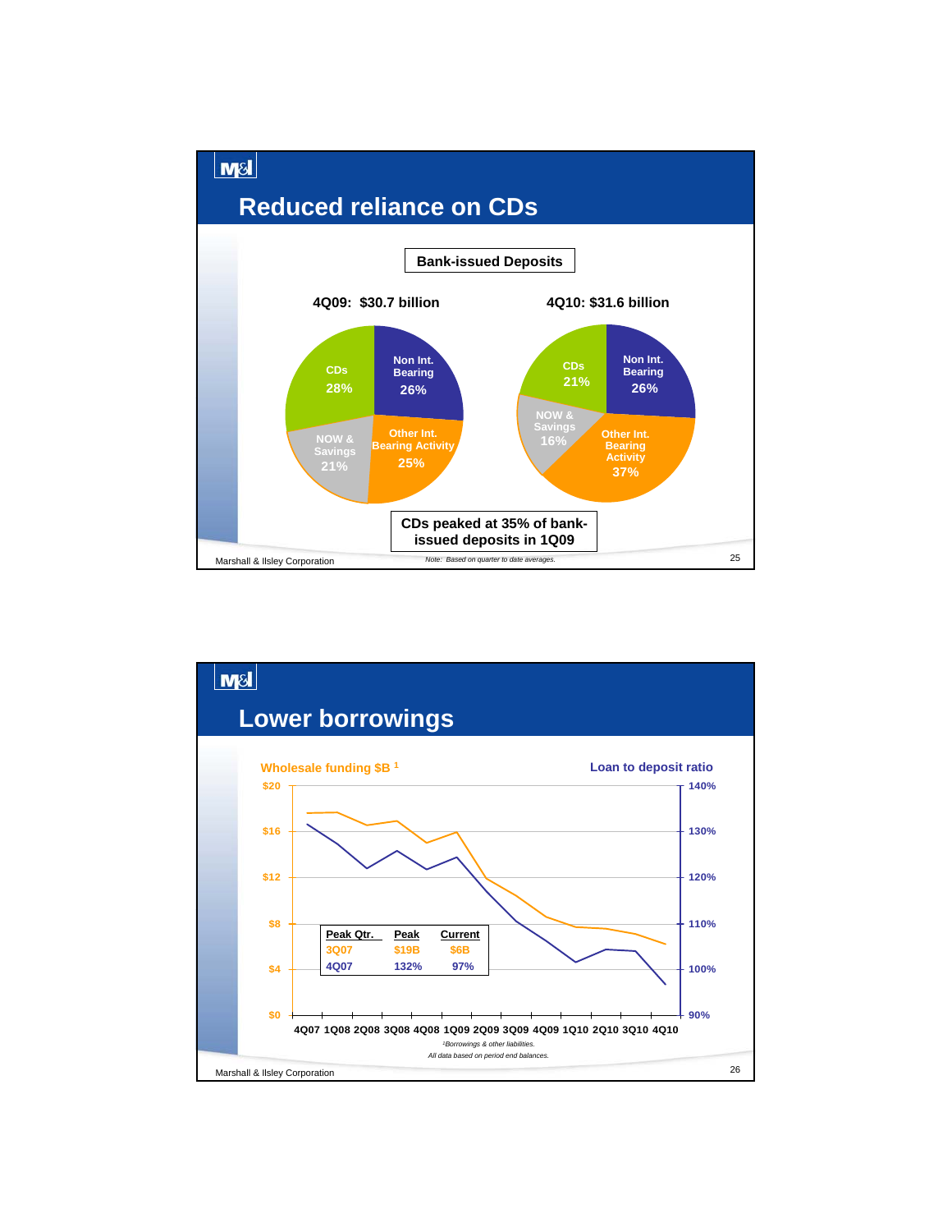## Reduced reliance on CDs

**Bank-issued Deposits**

**4Q09: $30.7 billion**

| Category | Share |
|---|---|
| Non Int. Bearing | 26% |
| Other Int. Bearing Activity | 25% |
| NOW & Savings | 21% |
| CDs | 28% |

**4Q10: $31.6 billion**

| Category | Share |
|---|---|
| Non Int. Bearing | 26% |
| Other Int. Bearing Activity | 37% |
| NOW & Savings | 16% |
| CDs | 21% |

**CDs peaked at 35% of bank-issued deposits in 1Q09**

*Note: Based on quarter to date averages.*

Marshall & Ilsley Corporation

## Lower borrowings

Wholesale funding $B [1] / Loan to deposit ratio

| Peak Qtr. | Peak | Current |
|---|---|---|
| 3Q07 | $19B | $6B |
| 4Q07 | 132% | 97% |

4Q07 1Q08 2Q08 3Q08 4Q08 1Q09 2Q09 3Q09 4Q09 1Q10 2Q10 3Q10 4Q10

*[1]Borrowings & other liabilities.*

*All data based on period end balances.*

Marshall & Ilsley Corporation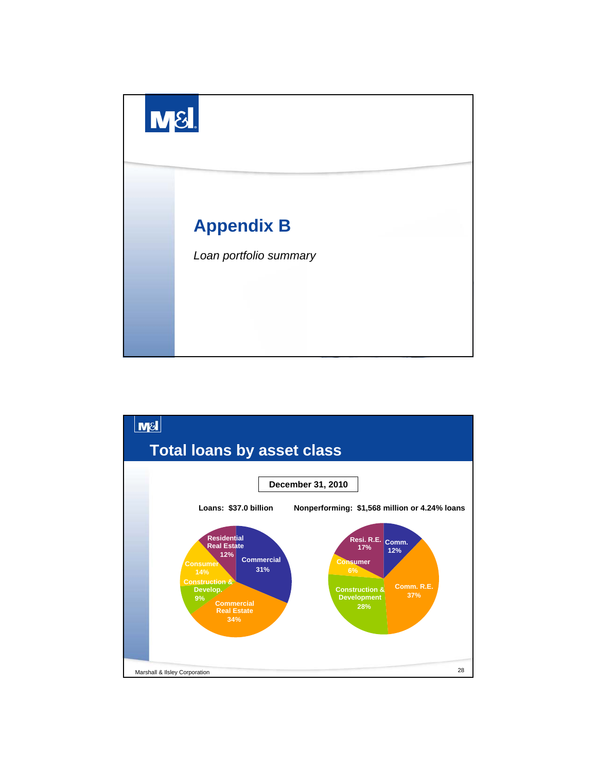# Appendix B

*Loan portfolio summary*

## Total loans by asset class

**December 31, 2010**

**Loans: $37.0 billion**

| Asset class | % |
|---|---|
| Commercial | 31% |
| Commercial Real Estate | 34% |
| Construction & Develop. | 9% |
| Consumer | 14% |
| Residential Real Estate | 12% |

**Nonperforming: $1,568 million or 4.24% loans**

| Asset class | % |
|---|---|
| Comm. | 12% |
| Comm. R.E. | 37% |
| Construction & Development | 28% |
| Consumer | 6% |
| Resi. R.E. | 17% |

Marshall & Ilsley Corporation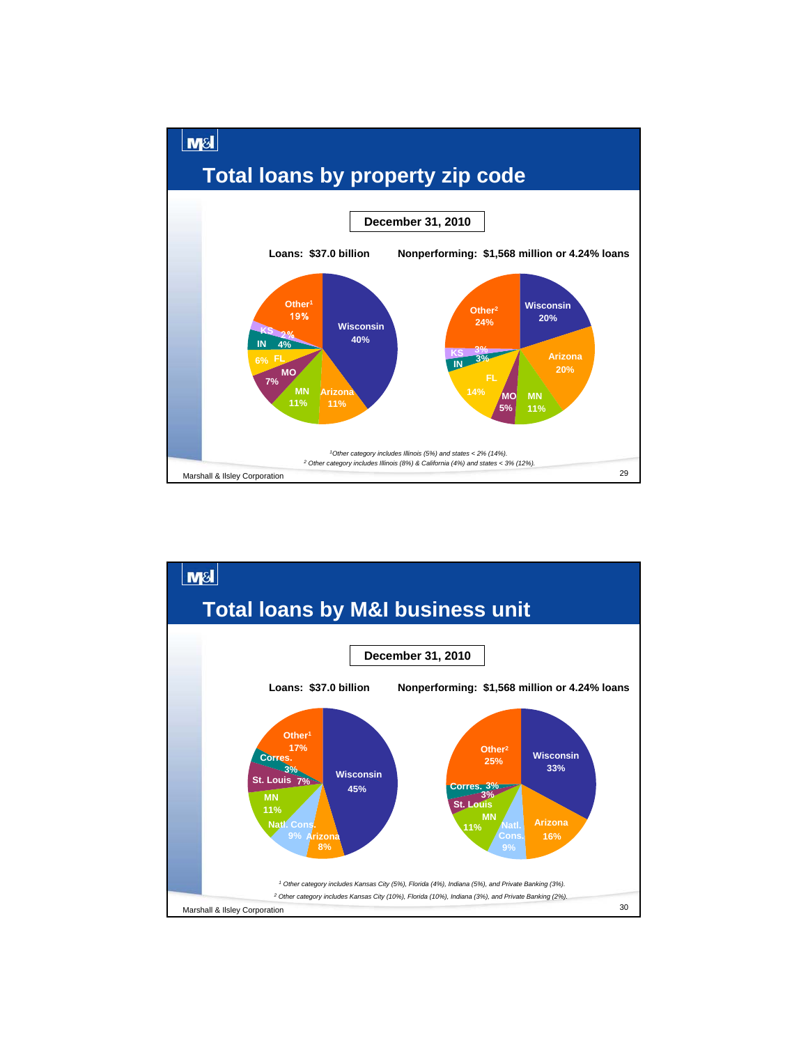## Total loans by property zip code

**December 31, 2010**

**Loans: $37.0 billion**

| Category | % |
|---|---|
| Wisconsin | 40% |
| Arizona | 11% |
| MN | 11% |
| MO | 7% |
| FL | 6% |
| IN | 4% |
| KS | 2% |
| Other[1] | 19% |

**Nonperforming: $1,568 million or 4.24% loans**

| Category | % |
|---|---|
| Wisconsin | 20% |
| Arizona | 20% |
| MN | 11% |
| MO | 5% |
| FL | 14% |
| IN | 3% |
| KS | 3% |
| Other[2] | 24% |

[1]Other category includes Illinois (5%) and states < 2% (14%).

[2] Other category includes Illinois (8%) & California (4%) and states < 3% (12%).

Marshall & Ilsley Corporation

## Total loans by M&I business unit

**December 31, 2010**

**Loans: $37.0 billion**

| Category | % |
|---|---|
| Wisconsin | 45% |
| Arizona | 8% |
| Natl. Cons. | 9% |
| MN | 11% |
| St. Louis | 7% |
| Corres. | 3% |
| Other[1] | 17% |

**Nonperforming: $1,568 million or 4.24% loans**

| Category | % |
|---|---|
| Wisconsin | 33% |
| Arizona | 16% |
| Natl. Cons. | 9% |
| MN | 11% |
| St. Louis | 3% |
| Corres. | 3% |
| Other[2] | 25% |

[1] Other category includes Kansas City (5%), Florida (4%), Indiana (5%), and Private Banking (3%).

[2] Other category includes Kansas City (10%), Florida (10%), Indiana (3%), and Private Banking (2%).

Marshall & Ilsley Corporation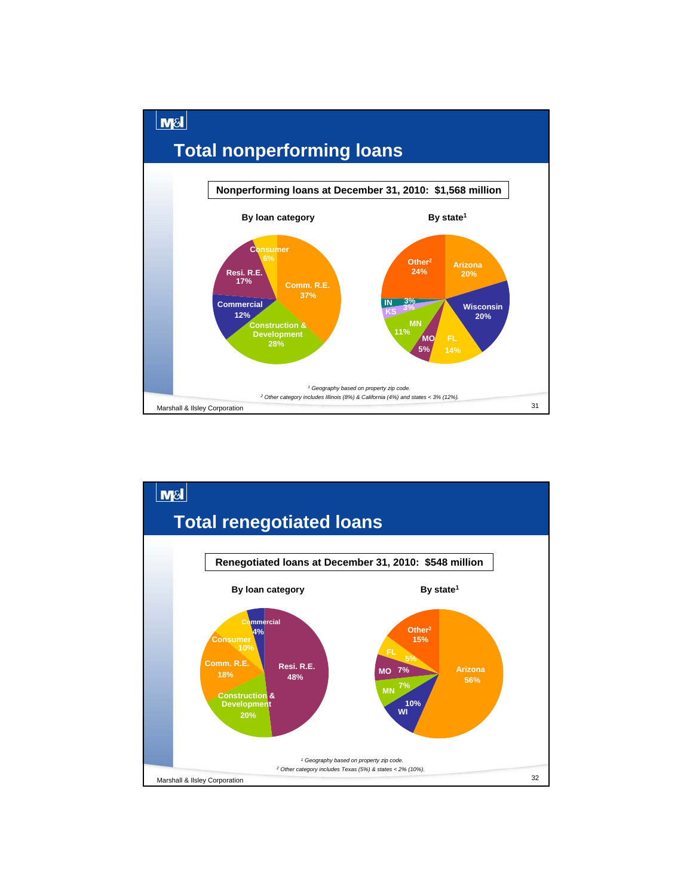# Total nonperforming loans

**Nonperforming loans at December 31, 2010: $1,568 million**

**By loan category**

| Category | % |
|---|---|
| Comm. R.E. | 37% |
| Construction & Development | 28% |
| Commercial | 12% |
| Resi. R.E. | 17% |
| Consumer | 6% |

**By state[1]**

| State | % |
|---|---|
| Arizona | 20% |
| Wisconsin | 20% |
| FL | 14% |
| MO | 5% |
| MN | 11% |
| KS | 3% |
| IN | 3% |
| Other[2] | 24% |

*[1] Geography based on property zip code.*

*[2] Other category includes Illinois (8%) & California (4%) and states < 3% (12%).*

Marshall & Ilsley Corporation

# Total renegotiated loans

**Renegotiated loans at December 31, 2010: $548 million**

**By loan category**

| Category | % |
|---|---|
| Resi. R.E. | 48% |
| Construction & Development | 20% |
| Comm. R.E. | 18% |
| Consumer | 10% |
| Commercial | 4% |

**By state[1]**

| State | % |
|---|---|
| Arizona | 56% |
| WI | 10% |
| MN | 7% |
| MO | 7% |
| FL | 5% |
| Other[2] | 15% |

*[1] Geography based on property zip code.*

*[2] Other category includes Texas (5%) & states < 2% (10%).*

Marshall & Ilsley Corporation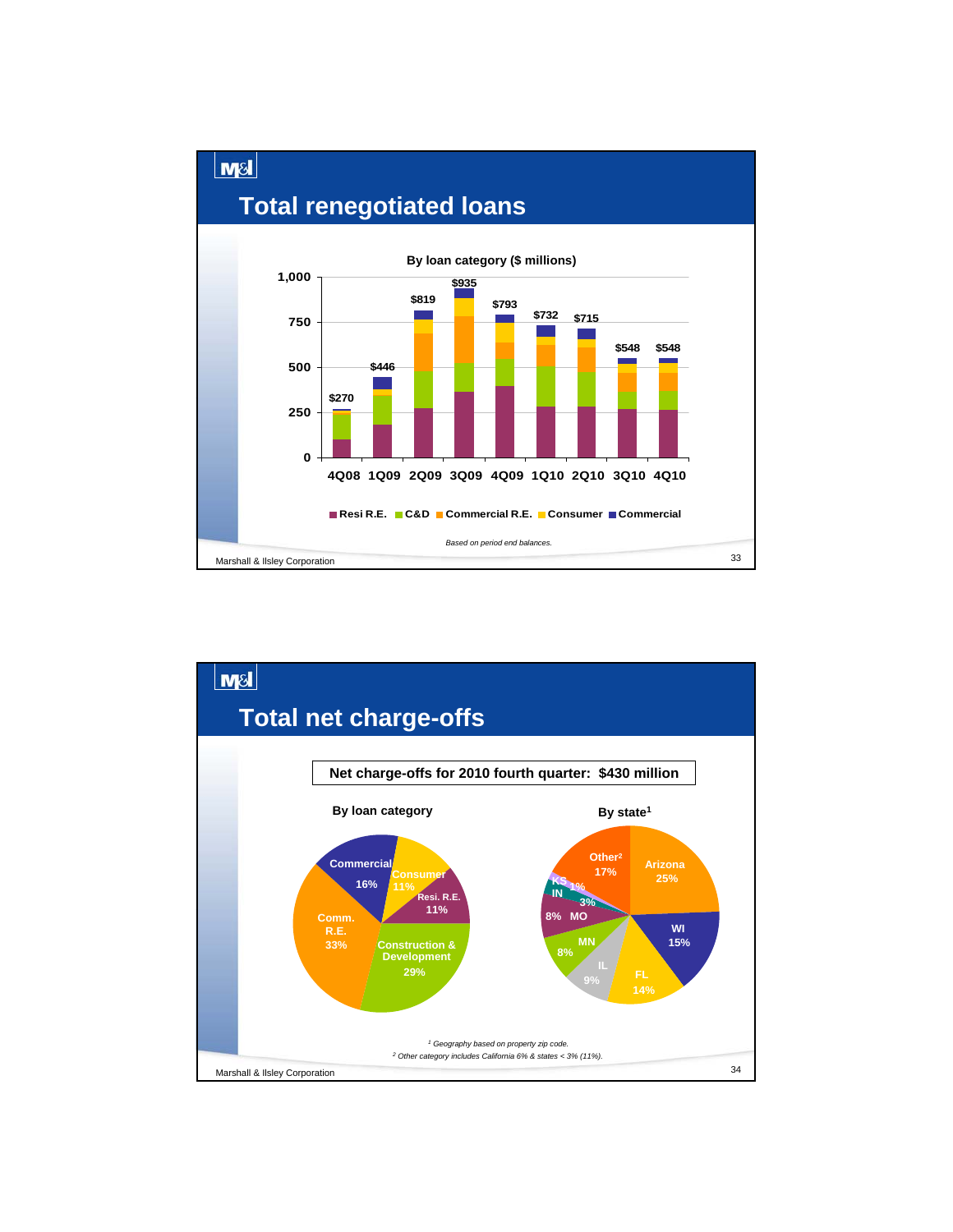# Total renegotiated loans

**By loan category ($ millions)**

| Quarter | Total |
|---|---|
| 4Q08 | $270 |
| 1Q09 | $446 |
| 2Q09 | $819 |
| 3Q09 | $935 |
| 4Q09 | $793 |
| 1Q10 | $732 |
| 2Q10 | $715 |
| 3Q10 | $548 |
| 4Q10 | $548 |

Resi R.E. | C&D | Commercial R.E. | Consumer | Commercial

*Based on period end balances.*

# Total net charge-offs

**Net charge-offs for 2010 fourth quarter: $430 million**

**By loan category**

| Category | % |
|---|---|
| Commercial | 16% |
| Consumer | 11% |
| Resi. R.E. | 11% |
| Construction & Development | 29% |
| Comm. R.E. | 33% |

**By state[1]**

| State | % |
|---|---|
| Arizona | 25% |
| WI | 15% |
| FL | 14% |
| IL | 9% |
| MN | 8% |
| MO | 8% |
| IN | 3% |
| KS | 1% |
| Other[2] | 17% |

*[1] Geography based on property zip code.*
*[2] Other category includes California 6% & states < 3% (11%).*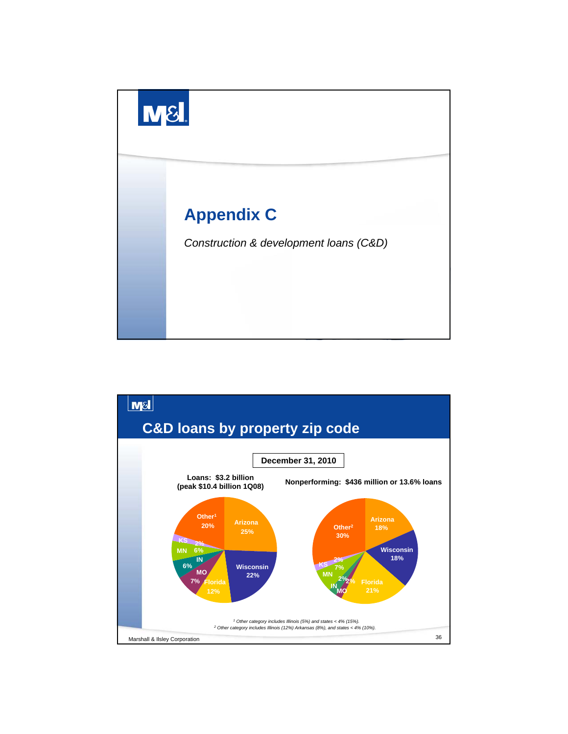# Appendix C

*Construction & development loans (C&D)*

## C&D loans by property zip code

**December 31, 2010**

**Loans: $3.2 billion (peak $10.4 billion 1Q08)**

| Region | % |
|---|---|
| Arizona | 25% |
| Wisconsin | 22% |
| Florida | 12% |
| MO | 7% |
| IN | 6% |
| MN | 6% |
| KS | 2% |
| Other[1] | 20% |

**Nonperforming: $436 million or 13.6% loans**

| Region | % |
|---|---|
| Arizona | 18% |
| Wisconsin | 18% |
| Florida | 21% |
| MO | 2% |
| IN | 2% |
| MN | 7% |
| KS | 2% |
| Other[2] | 30% |

*[1] Other category includes Illinois (5%) and states < 4% (15%).*
*[2] Other category includes Illinois (12%) Arkansas (8%), and states < 4% (10%).*

Marshall & Ilsley Corporation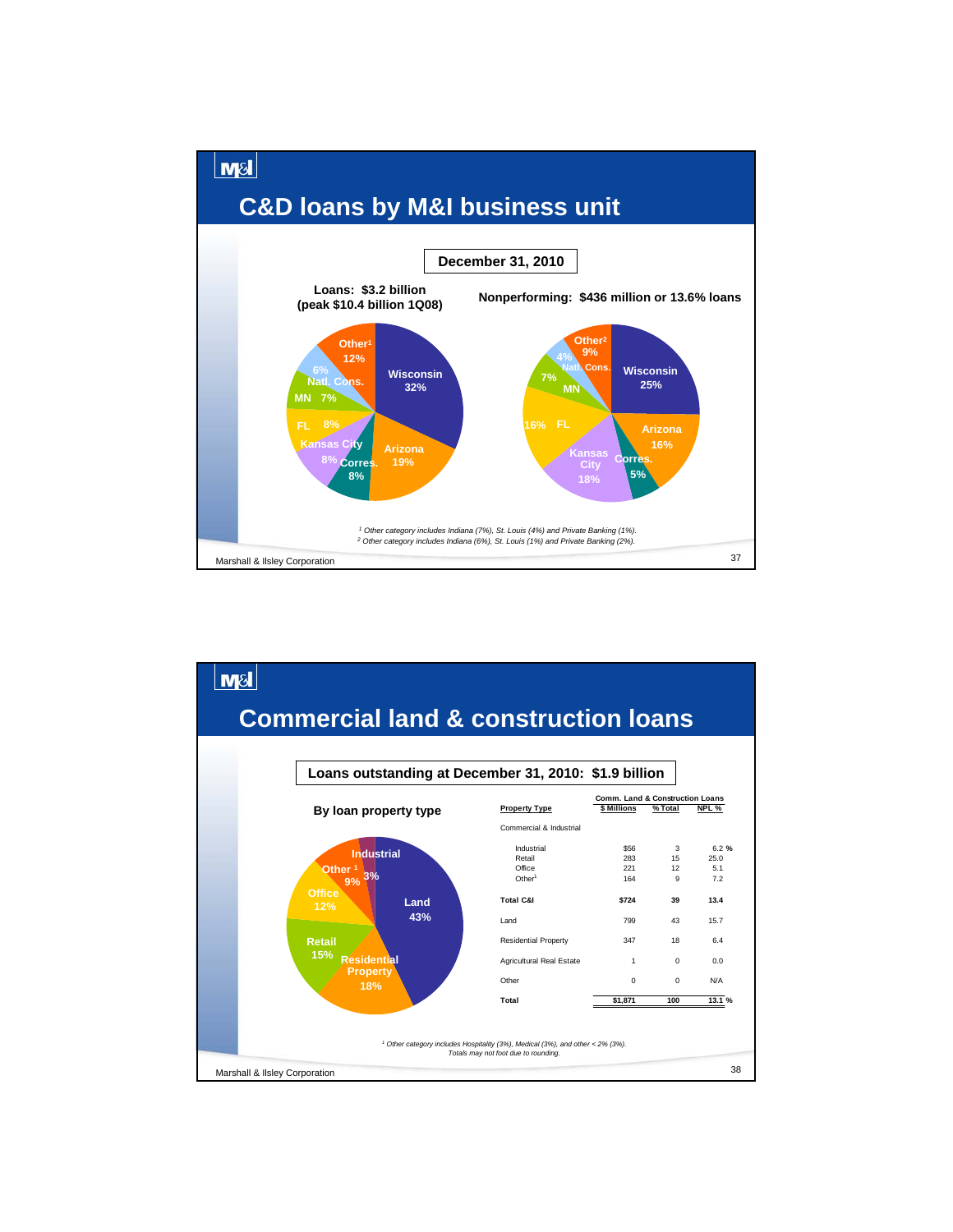## C&D loans by M&I business unit

**December 31, 2010**

**Loans: $3.2 billion (peak $10.4 billion 1Q08)**

| Business Unit | % of Loans |
|---|---|
| Wisconsin | 32% |
| Arizona | 19% |
| Corres. | 8% |
| Kansas City | 8% |
| FL | 8% |
| MN | 7% |
| Natl. Cons. | 6% |
| Other[1] | 12% |

**Nonperforming: $436 million or 13.6% loans**

| Business Unit | % of Nonperforming |
|---|---|
| Wisconsin | 25% |
| Arizona | 16% |
| Corres. | 5% |
| Kansas City | 18% |
| FL | 16% |
| MN | 7% |
| Natl. Cons. | 4% |
| Other[2] | 9% |

*[1] Other category includes Indiana (7%), St. Louis (4%) and Private Banking (1%).*
*[2] Other category includes Indiana (6%), St. Louis (1%) and Private Banking (2%).*

## Commercial land & construction loans

**Loans outstanding at December 31, 2010: $1.9 billion**

**By loan property type**

| Property Type | $ Millions | % Total | NPL % |
|---|---|---|---|
| Commercial & Industrial | | | |
| Industrial | $56 | 3 | 6.2 % |
| Retail | 283 | 15 | 25.0 |
| Office | 221 | 12 | 5.1 |
| Other[1] | 164 | 9 | 7.2 |
| **Total C&I** | **$724** | **39** | **13.4** |
| Land | 799 | 43 | 15.7 |
| Residential Property | 347 | 18 | 6.4 |
| Agricultural Real Estate | 1 | 0 | 0.0 |
| Other | 0 | 0 | N/A |
| **Total** | **$1,871** | **100** | **13.1 %** |

*[1] Other category includes Hospitality (3%), Medical (3%), and other < 2% (3%).*
*Totals may not foot due to rounding.*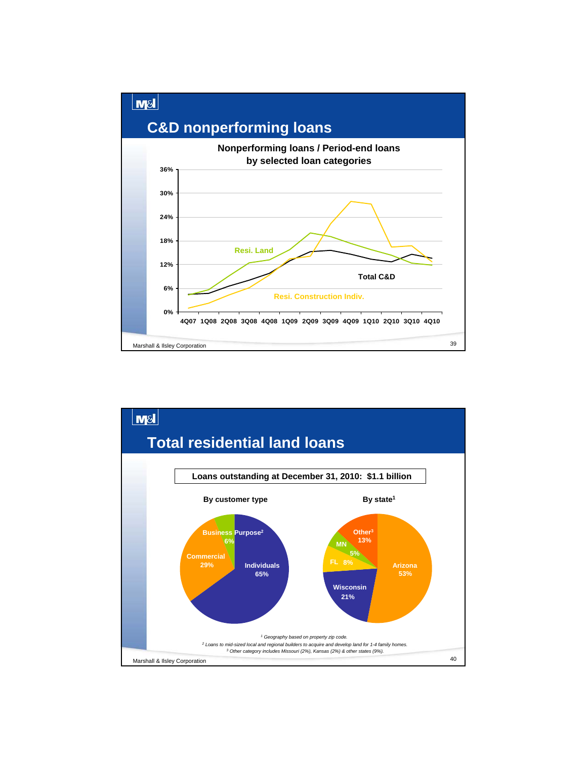## C&D nonperforming loans

**Nonperforming loans / Period-end loans by selected loan categories**

Y-axis: 0%, 6%, 12%, 18%, 24%, 30%, 36%

X-axis: 4Q07, 1Q08, 2Q08, 3Q08, 4Q08, 1Q09, 2Q09, 3Q09, 4Q09, 1Q10, 2Q10, 3Q10, 4Q10

Series: Resi. Land; Total C&D; Resi. Construction Indiv.

## Total residential land loans

**Loans outstanding at December 31, 2010: $1.1 billion**

**By customer type**

| Category | Share |
| --- | --- |
| Individuals | 65% |
| Commercial | 29% |
| Business Purpose[2] | 6% |

**By state[1]**

| State | Share |
| --- | --- |
| Arizona | 53% |
| Wisconsin | 21% |
| FL | 8% |
| MN | 5% |
| Other[3] | 13% |

*[1] Geography based on property zip code.*
*[2] Loans to mid-sized local and regional builders to acquire and develop land for 1-4 family homes.*
*[3] Other category includes Missouri (2%), Kansas (2%) & other states (9%).*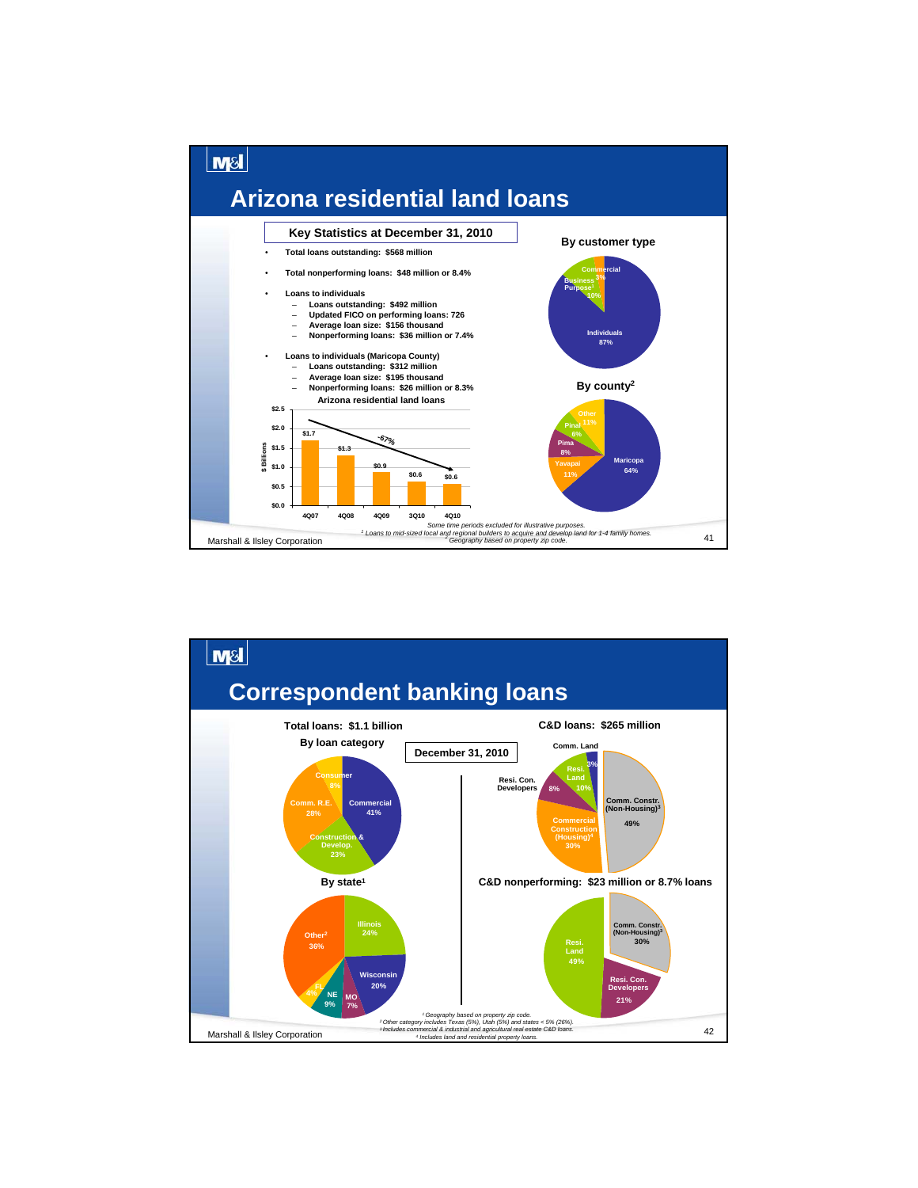# Arizona residential land loans

**Key Statistics at December 31, 2010**

- **Total loans outstanding: $568 million**
- **Total nonperforming loans: $48 million or 8.4%**
- **Loans to individuals**
  - Loans outstanding: $492 million
  - Updated FICO on performing loans: 726
  - Average loan size: $156 thousand
  - Nonperforming loans: $36 million or 7.4%
- **Loans to individuals (Maricopa County)**
  - Loans outstanding: $312 million
  - Average loan size: $195 thousand
  - Nonperforming loans: $26 million or 8.3%

**Arizona residential land loans** ($ Billions)

| 4Q07 | 4Q08 | 4Q09 | 3Q10 | 4Q10 |
|---|---|---|---|---|
| $1.7 | $1.3 | $0.9 | $0.6 | $0.6 |

-67%

**By customer type**

| Type | % |
|---|---|
| Individuals | 87% |
| Business Purpose[1] | 10% |
| Commercial | 3% |

**By county[2]**

| County | % |
|---|---|
| Maricopa | 64% |
| Yavapai | 11% |
| Pima | 8% |
| Pinal | 6% |
| Other | 11% |

*Some time periods excluded for illustrative purposes.*
*[1] Loans to mid-sized local and regional builders to acquire and develop land for 1-4 family homes.*
*[2] Geography based on property zip code.*

# Correspondent banking loans

**December 31, 2010**

**Total loans: $1.1 billion**

**By loan category**

| Category | % |
|---|---|
| Commercial | 41% |
| Comm. R.E. | 28% |
| Construction & Develop. | 23% |
| Consumer | 8% |

**By state[1]**

| State | % |
|---|---|
| Illinois | 24% |
| Wisconsin | 20% |
| MO | 7% |
| NE | 9% |
| FL | 4% |
| Other[2] | 36% |

**C&D loans: $265 million**

| Category | % |
|---|---|
| Comm. Constr. (Non-Housing)[3] | 49% |
| Commercial Construction (Housing)[4] | 30% |
| Resi. Land | 10% |
| Resi. Con. Developers | 8% |
| Comm. Land | 3% |

**C&D nonperforming: $23 million or 8.7% loans**

| Category | % |
|---|---|
| Resi. Land | 49% |
| Comm. Constr. (Non-Housing)[3] | 30% |
| Resi. Con. Developers | 21% |

*[1] Geography based on property zip code.*
*[2] Other category includes Texas (5%), Utah (5%) and states < 5% (26%).*
*[3] Includes commercial & industrial and agricultural real estate C&D loans.*
*[4] Includes land and residential property loans.*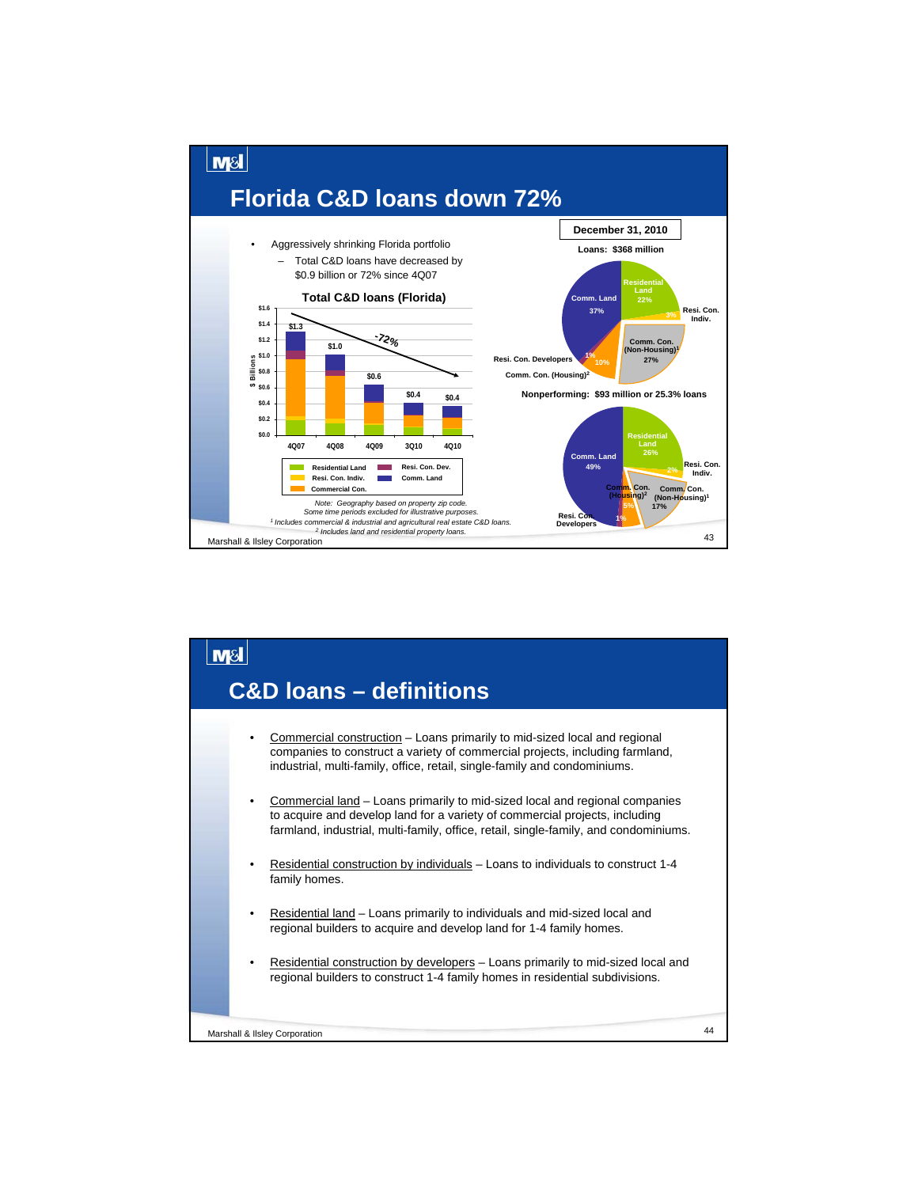## Florida C&D loans down 72%

- Aggressively shrinking Florida portfolio
  - Total C&D loans have decreased by $0.9 billion or 72% since 4Q07

### Total C&D loans (Florida)

| Period | Total ($ Billions) |
|---|---|
| 4Q07 | $1.3 |
| 4Q08 | $1.0 |
| 4Q09 | $0.6 |
| 3Q10 | $0.4 |
| 4Q10 | $0.4 |

-72%

Legend: Residential Land, Resi. Con. Dev., Resi. Con. Indiv., Comm. Land, Commercial Con.

*Note: Geography based on property zip code.*
*Some time periods excluded for illustrative purposes.*

*[1] Includes commercial & industrial and agricultural real estate C&D loans.*
*[2] Includes land and residential property loans.*

**December 31, 2010**

**Loans: $368 million**

| Category | % |
|---|---|
| Comm. Land | 37% |
| Residential Land | 22% |
| Resi. Con. Indiv. | 3% |
| Comm. Con. (Non-Housing)[1] | 27% |
| Comm. Con. (Housing)[2] | 10% |
| Resi. Con. Developers | 1% |

**Nonperforming: $93 million or 25.3% loans**

| Category | % |
|---|---|
| Comm. Land | 49% |
| Residential Land | 26% |
| Resi. Con. Indiv. | 2% |
| Comm. Con. (Non-Housing)[1] | 17% |
| Comm. Con. (Housing)[2] | 5% |
| Resi. Con. Developers | 1% |

## C&D loans – definitions

- Commercial construction – Loans primarily to mid-sized local and regional companies to construct a variety of commercial projects, including farmland, industrial, multi-family, office, retail, single-family and condominiums.
- Commercial land – Loans primarily to mid-sized local and regional companies to acquire and develop land for a variety of commercial projects, including farmland, industrial, multi-family, office, retail, single-family, and condominiums.
- Residential construction by individuals – Loans to individuals to construct 1-4 family homes.
- Residential land – Loans primarily to individuals and mid-sized local and regional builders to acquire and develop land for 1-4 family homes.
- Residential construction by developers – Loans primarily to mid-sized local and regional builders to construct 1-4 family homes in residential subdivisions.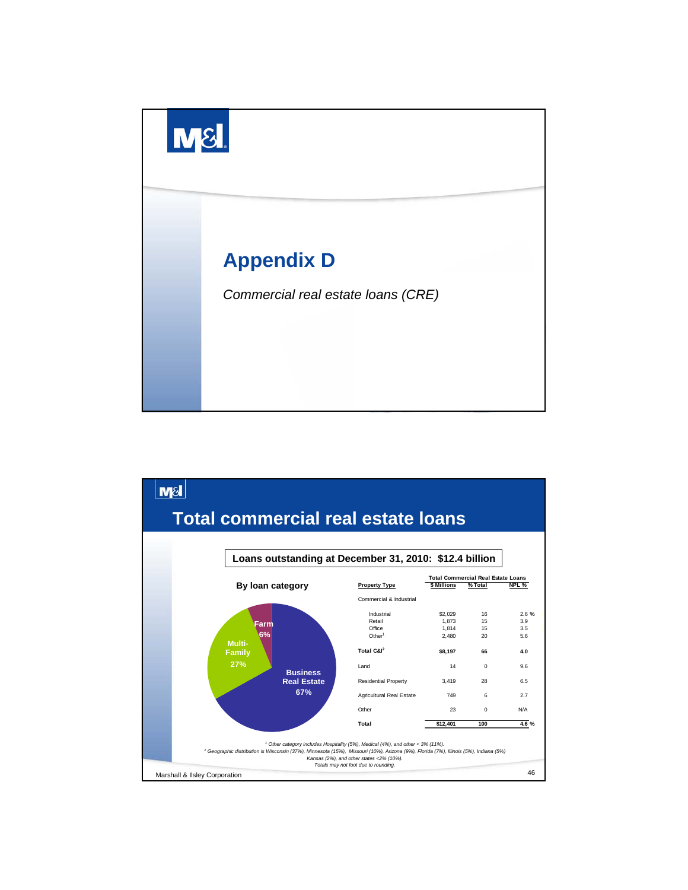# Appendix D

*Commercial real estate loans (CRE)*

## Total commercial real estate loans

**Loans outstanding at December 31, 2010: $12.4 billion**

**By loan category**

- Business Real Estate 67%
- Multi-Family 27%
- Farm 6%

| Property Type | Total Commercial Real Estate Loans | | |
|---|---|---|---|
| | $ Millions | % Total | NPL % |
| Commercial & Industrial | | | |
| Industrial | $2,029 | 16 | 2.6 % |
| Retail | 1,873 | 15 | 3.9 |
| Office | 1,814 | 15 | 3.5 |
| Other[1] | 2,480 | 20 | 5.6 |
| **Total C&I[2]** | **$8,197** | **66** | **4.0** |
| Land | 14 | 0 | 9.6 |
| Residential Property | 3,419 | 28 | 6.5 |
| Agricultural Real Estate | 749 | 6 | 2.7 |
| Other | 23 | 0 | N/A |
| **Total** | **$12,401** | **100** | **4.6 %** |

*[1] Other category includes Hospitality (5%), Medical (4%), and other < 3% (11%).*
*[2] Geographic distribution is Wisconsin (37%), Minnesota (15%), Missouri (10%), Arizona (9%), Florida (7%), Illinois (5%), Indiana (5%) Kansas (2%), and other states <2% (10%).*
*Totals may not foot due to rounding.*

Marshall & Ilsley Corporation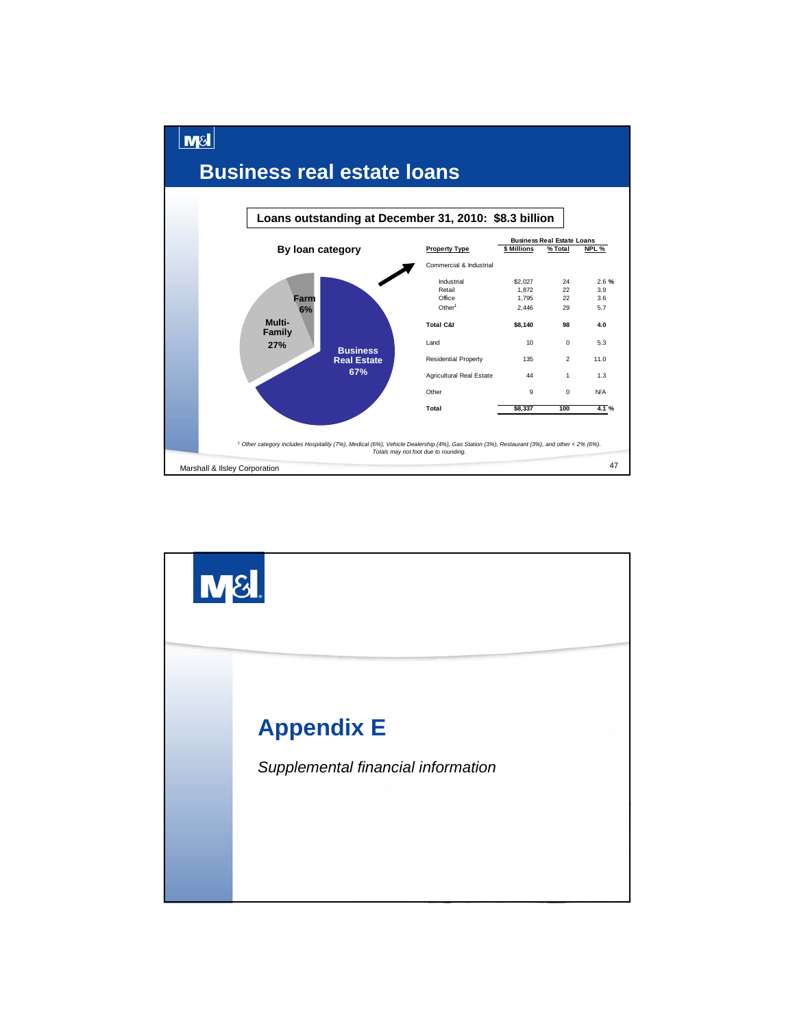# Business real estate loans

**Loans outstanding at December 31, 2010: $8.3 billion**

**By loan category**

- Business Real Estate 67%
- Multi-Family 27%
- Farm 6%

| Property Type | Business Real Estate Loans | | |
|---|---|---|---|
| | $ Millions | % Total | NPL % |
| Commercial & Industrial | | | |
| Industrial | $2,027 | 24 | 2.6 % |
| Retail | 1,872 | 22 | 3.9 |
| Office | 1,795 | 22 | 3.6 |
| Other[1] | 2,446 | 29 | 5.7 |
| **Total C&I** | **$8,140** | **98** | **4.0** |
| Land | 10 | 0 | 5.3 |
| Residential Property | 135 | 2 | 11.0 |
| Agricultural Real Estate | 44 | 1 | 1.3 |
| Other | 9 | 0 | N/A |
| **Total** | **$8,337** | **100** | **4.1 %** |

*[1] Other category includes Hospitality (7%), Medical (6%), Vehicle Dealership (4%), Gas Station (3%), Restaurant (3%), and other < 2% (6%).*
*Totals may not foot due to rounding.*

# Appendix E

*Supplemental financial information*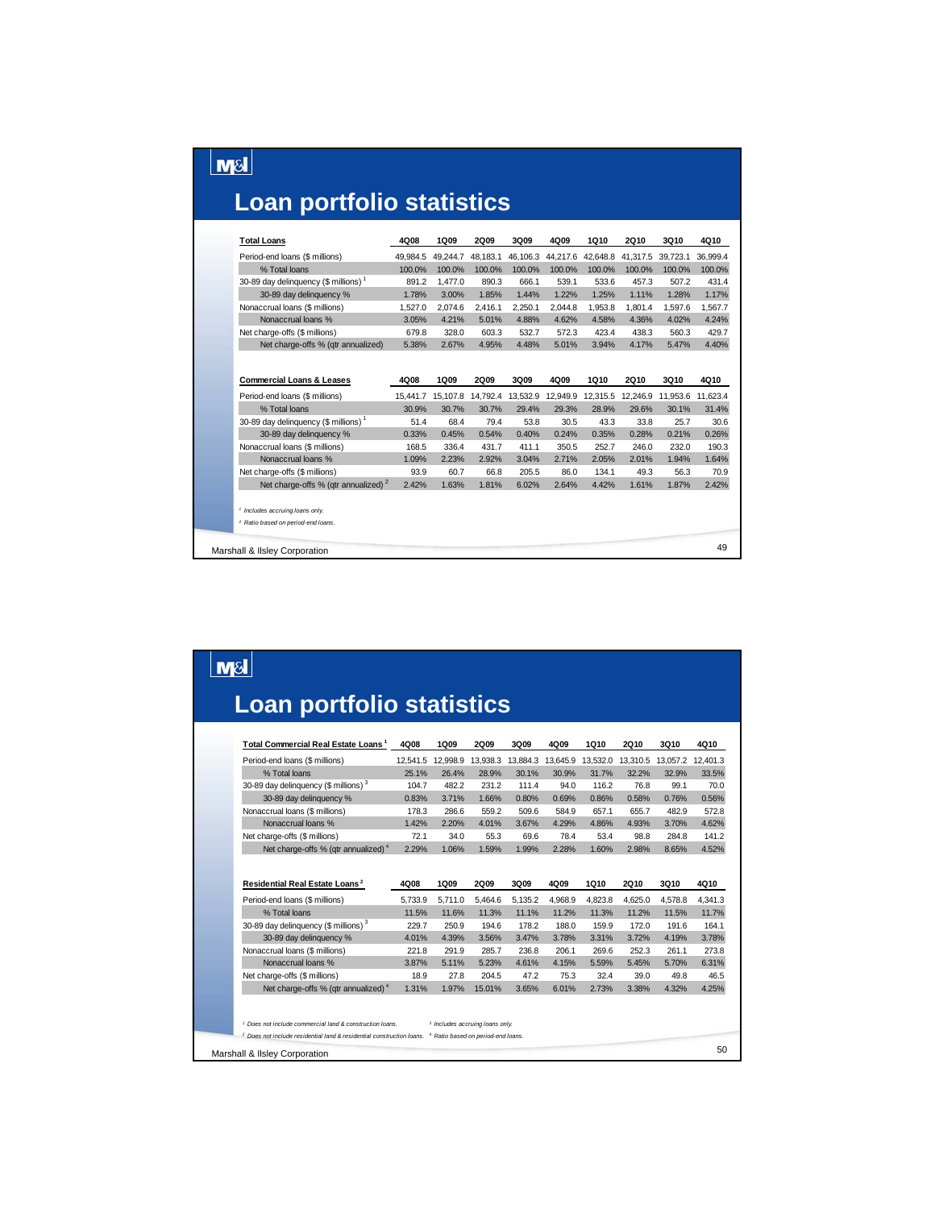# Loan portfolio statistics

| Total Loans | 4Q08 | 1Q09 | 2Q09 | 3Q09 | 4Q09 | 1Q10 | 2Q10 | 3Q10 | 4Q10 |
|---|---|---|---|---|---|---|---|---|---|
| Period-end loans ($ millions) | 49,984.5 | 49,244.7 | 48,183.1 | 46,106.3 | 44,217.6 | 42,648.8 | 41,317.5 | 39,723.1 | 36,999.4 |
| % Total loans | 100.0% | 100.0% | 100.0% | 100.0% | 100.0% | 100.0% | 100.0% | 100.0% | 100.0% |
| 30-89 day delinquency ($ millions) [1] | 891.2 | 1,477.0 | 890.3 | 666.1 | 539.1 | 533.6 | 457.3 | 507.2 | 431.4 |
| 30-89 day delinquency % | 1.78% | 3.00% | 1.85% | 1.44% | 1.22% | 1.25% | 1.11% | 1.28% | 1.17% |
| Nonaccrual loans ($ millions) | 1,527.0 | 2,074.6 | 2,416.1 | 2,250.1 | 2,044.8 | 1,953.8 | 1,801.4 | 1,597.6 | 1,567.7 |
| Nonaccrual loans % | 3.05% | 4.21% | 5.01% | 4.88% | 4.62% | 4.58% | 4.36% | 4.02% | 4.24% |
| Net charge-offs ($ millions) | 679.8 | 328.0 | 603.3 | 532.7 | 572.3 | 423.4 | 438.3 | 560.3 | 429.7 |
| Net charge-offs % (qtr annualized) | 5.38% | 2.67% | 4.95% | 4.48% | 5.01% | 3.94% | 4.17% | 5.47% | 4.40% |

| Commercial Loans & Leases | 4Q08 | 1Q09 | 2Q09 | 3Q09 | 4Q09 | 1Q10 | 2Q10 | 3Q10 | 4Q10 |
|---|---|---|---|---|---|---|---|---|---|
| Period-end loans ($ millions) | 15,441.7 | 15,107.8 | 14,792.4 | 13,532.9 | 12,949.9 | 12,315.5 | 12,246.9 | 11,953.6 | 11,623.4 |
| % Total loans | 30.9% | 30.7% | 30.7% | 29.4% | 29.3% | 28.9% | 29.6% | 30.1% | 31.4% |
| 30-89 day delinquency ($ millions) [1] | 51.4 | 68.4 | 79.4 | 53.8 | 30.5 | 43.3 | 33.8 | 25.7 | 30.6 |
| 30-89 day delinquency % | 0.33% | 0.45% | 0.54% | 0.40% | 0.24% | 0.35% | 0.28% | 0.21% | 0.26% |
| Nonaccrual loans ($ millions) | 168.5 | 336.4 | 431.7 | 411.1 | 350.5 | 252.7 | 246.0 | 232.0 | 190.3 |
| Nonaccrual loans % | 1.09% | 2.23% | 2.92% | 3.04% | 2.71% | 2.05% | 2.01% | 1.94% | 1.64% |
| Net charge-offs ($ millions) | 93.9 | 60.7 | 66.8 | 205.5 | 86.0 | 134.1 | 49.3 | 56.3 | 70.9 |
| Net charge-offs % (qtr annualized) [2] | 2.42% | 1.63% | 1.81% | 6.02% | 2.64% | 4.42% | 1.61% | 1.87% | 2.42% |

[1] *Includes accruing loans only.*

[2] *Ratio based on period-end loans.*

# Loan portfolio statistics

| Total Commercial Real Estate Loans [1] | 4Q08 | 1Q09 | 2Q09 | 3Q09 | 4Q09 | 1Q10 | 2Q10 | 3Q10 | 4Q10 |
|---|---|---|---|---|---|---|---|---|---|
| Period-end loans ($ millions) | 12,541.5 | 12,998.9 | 13,938.3 | 13,884.3 | 13,645.9 | 13,532.0 | 13,310.5 | 13,057.2 | 12,401.3 |
| % Total loans | 25.1% | 26.4% | 28.9% | 30.1% | 30.9% | 31.7% | 32.2% | 32.9% | 33.5% |
| 30-89 day delinquency ($ millions) [3] | 104.7 | 482.2 | 231.2 | 111.4 | 94.0 | 116.2 | 76.8 | 99.1 | 70.0 |
| 30-89 day delinquency % | 0.83% | 3.71% | 1.66% | 0.80% | 0.69% | 0.86% | 0.58% | 0.76% | 0.56% |
| Nonaccrual loans ($ millions) | 178.3 | 286.6 | 559.2 | 509.6 | 584.9 | 657.1 | 655.7 | 482.9 | 572.8 |
| Nonaccrual loans % | 1.42% | 2.20% | 4.01% | 3.67% | 4.29% | 4.86% | 4.93% | 3.70% | 4.62% |
| Net charge-offs ($ millions) | 72.1 | 34.0 | 55.3 | 69.6 | 78.4 | 53.4 | 98.8 | 284.8 | 141.2 |
| Net charge-offs % (qtr annualized) [4] | 2.29% | 1.06% | 1.59% | 1.99% | 2.28% | 1.60% | 2.98% | 8.65% | 4.52% |

| Residential Real Estate Loans [2] | 4Q08 | 1Q09 | 2Q09 | 3Q09 | 4Q09 | 1Q10 | 2Q10 | 3Q10 | 4Q10 |
|---|---|---|---|---|---|---|---|---|---|
| Period-end loans ($ millions) | 5,733.9 | 5,711.0 | 5,464.6 | 5,135.2 | 4,968.9 | 4,823.8 | 4,625.0 | 4,578.8 | 4,341.3 |
| % Total loans | 11.5% | 11.6% | 11.3% | 11.1% | 11.2% | 11.3% | 11.2% | 11.5% | 11.7% |
| 30-89 day delinquency ($ millions) [3] | 229.7 | 250.9 | 194.6 | 178.2 | 188.0 | 159.9 | 172.0 | 191.6 | 164.1 |
| 30-89 day delinquency % | 4.01% | 4.39% | 3.56% | 3.47% | 3.78% | 3.31% | 3.72% | 4.19% | 3.78% |
| Nonaccrual loans ($ millions) | 221.8 | 291.9 | 285.7 | 236.8 | 206.1 | 269.6 | 252.3 | 261.1 | 273.8 |
| Nonaccrual loans % | 3.87% | 5.11% | 5.23% | 4.61% | 4.15% | 5.59% | 5.45% | 5.70% | 6.31% |
| Net charge-offs ($ millions) | 18.9 | 27.8 | 204.5 | 47.2 | 75.3 | 32.4 | 39.0 | 49.8 | 46.5 |
| Net charge-offs % (qtr annualized) [4] | 1.31% | 1.97% | 15.01% | 3.65% | 6.01% | 2.73% | 3.38% | 4.32% | 4.25% |

[1] *Does not include commercial land & construction loans.*

[2] *Does not include residential land & residential construction loans.*

[3] *Includes accruing loans only.*

[4] *Ratio based on period-end loans.*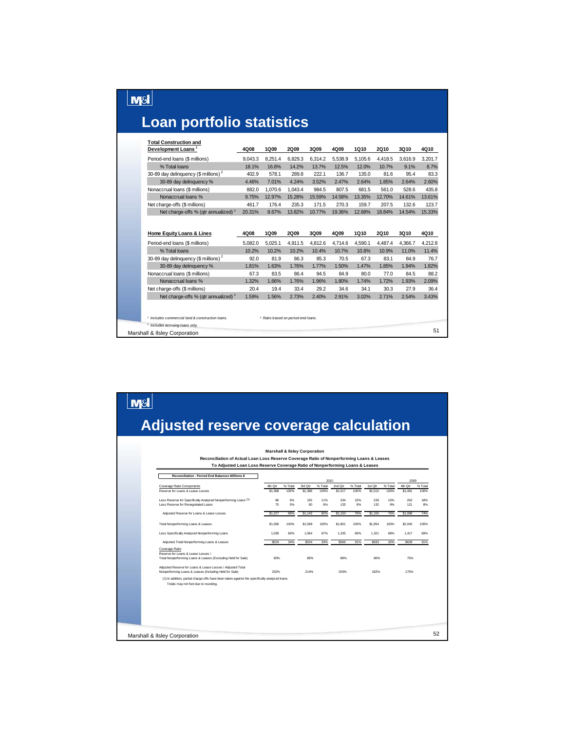# Loan portfolio statistics

| Total Construction and Development Loans [1] | 4Q08 | 1Q09 | 2Q09 | 3Q09 | 4Q09 | 1Q10 | 2Q10 | 3Q10 | 4Q10 |
|---|---|---|---|---|---|---|---|---|---|
| Period-end loans ($ millions) | 9,043.3 | 8,251.4 | 6,829.3 | 6,314.2 | 5,538.9 | 5,105.6 | 4,418.5 | 3,616.9 | 3,201.7 |
| % Total loans | 18.1% | 16.8% | 14.2% | 13.7% | 12.5% | 12.0% | 10.7% | 9.1% | 8.7% |
| 30-89 day delinquency ($ millions) [2] | 402.9 | 578.1 | 289.8 | 222.1 | 136.7 | 135.0 | 81.6 | 95.4 | 83.3 |
| 30-89 day delinquency % | 4.46% | 7.01% | 4.24% | 3.52% | 2.47% | 2.64% | 1.85% | 2.64% | 2.60% |
| Nonaccrual loans ($ millions) | 882.0 | 1,070.6 | 1,043.4 | 984.5 | 807.5 | 681.5 | 561.0 | 528.6 | 435.8 |
| Nonaccrual loans % | 9.75% | 12.97% | 15.28% | 15.59% | 14.58% | 13.35% | 12.70% | 14.61% | 13.61% |
| Net charge-offs ($ millions) | 461.7 | 176.4 | 235.3 | 171.5 | 270.3 | 159.7 | 207.5 | 132.6 | 123.7 |
| Net charge-offs % (qtr annualized) [3] | 20.31% | 8.67% | 13.82% | 10.77% | 19.36% | 12.68% | 18.84% | 14.54% | 15.33% |

| Home Equity Loans & Lines | 4Q08 | 1Q09 | 2Q09 | 3Q09 | 4Q09 | 1Q10 | 2Q10 | 3Q10 | 4Q10 |
|---|---|---|---|---|---|---|---|---|---|
| Period-end loans ($ millions) | 5,082.0 | 5,025.1 | 4,911.5 | 4,812.6 | 4,714.6 | 4,590.1 | 4,487.4 | 4,366.7 | 4,212.8 |
| % Total loans | 10.2% | 10.2% | 10.2% | 10.4% | 10.7% | 10.8% | 10.9% | 11.0% | 11.4% |
| 30-89 day delinquency ($ millions) [2] | 92.0 | 81.9 | 86.3 | 85.3 | 70.5 | 67.3 | 83.1 | 84.9 | 76.7 |
| 30-89 day delinquency % | 1.81% | 1.63% | 1.76% | 1.77% | 1.50% | 1.47% | 1.85% | 1.94% | 1.82% |
| Nonaccrual loans ($ millions) | 67.3 | 83.5 | 86.4 | 94.5 | 84.9 | 80.0 | 77.0 | 84.5 | 88.2 |
| Nonaccrual loans % | 1.32% | 1.66% | 1.76% | 1.96% | 1.80% | 1.74% | 1.72% | 1.93% | 2.09% |
| Net charge-offs ($ millions) | 20.4 | 19.4 | 33.4 | 29.2 | 34.6 | 34.1 | 30.3 | 27.9 | 36.4 |
| Net charge-offs % (qtr annualized) [3] | 1.59% | 1.56% | 2.73% | 2.40% | 2.91% | 3.02% | 2.71% | 2.54% | 3.43% |

*[1] Includes commercial land & construction loans.*
*[2] Includes accruing loans only.*
*[3] Ratio based on period-end loans.*

# Adjusted reserve coverage calculation

**Marshall & Ilsley Corporation**
**Reconciliation of Actual Loan Loss Reserve Coverage Ratio of Nonperforming Loans & Leases To Adjusted Loan Loss Reserve Coverage Ratio of Nonperforming Loans & Leases**

| Reconciliation - Period End Balances Millions $ | 2010 | | | | | | | | 2009 | |
|---|---|---|---|---|---|---|---|---|---|---|
| Coverage Ratio Components | 4th Qtr | % Total | 3rd Qtr | % Total | 2nd Qtr | % Total | 1st Qtr | % Total | 4th Qtr | % Total |
| Reserve for Loans & Lease Losses | $1,388 | 100% | $1,388 | 100% | $1,517 | 100% | $1,515 | 100% | $1,481 | 100% |
| Less Reserve for Specifically Analyzed Nonperforming Loans (1) | 86 | 6% | 155 | 11% | 234 | 15% | 228 | 15% | 262 | 18% |
| Less Reserve for Renegotiated Loans | 75 | 5% | 90 | 6% | 133 | 9% | 132 | 9% | 121 | 8% |
| Adjusted Reserve for Loans & Lease Losses | $1,227 | 88% | $1,143 | 82% | $1,150 | 76% | $1,155 | 76% | $1,098 | 74% |
| Total Nonperforming Loans & Leases | $1,568 | 100% | $1,598 | 100% | $1,801 | 100% | $1,954 | 100% | $2,045 | 100% |
| Less Specifically Analyzed Nonperforming Loans | 1,039 | 66% | 1,064 | 67% | 1,235 | 69% | 1,321 | 68% | 1,417 | 69% |
| Adjusted Total Nonperforming Loans & Leases | $529 | 34% | $534 | 33% | $566 | 31% | $633 | 32% | $628 | 31% |
| Coverage Ratio | | | | | | | | | | |
| Reserve for Loans & Lease Losses / Total Nonperforming Loans & Leases (Excluding Held for Sale) | 90% | | 89% | | 88% | | 80% | | 75% | |
| Adjusted Reserve for Loans & Lease Losses / Adjusted Total Nonperforming Loans & Leases (Including Held for Sale) | 232% | | 214% | | 203% | | 182% | | 175% | |

(1) In addition, partial charge-offs have been taken against the specifically analyzed loans.
Totals may not foot due to rounding.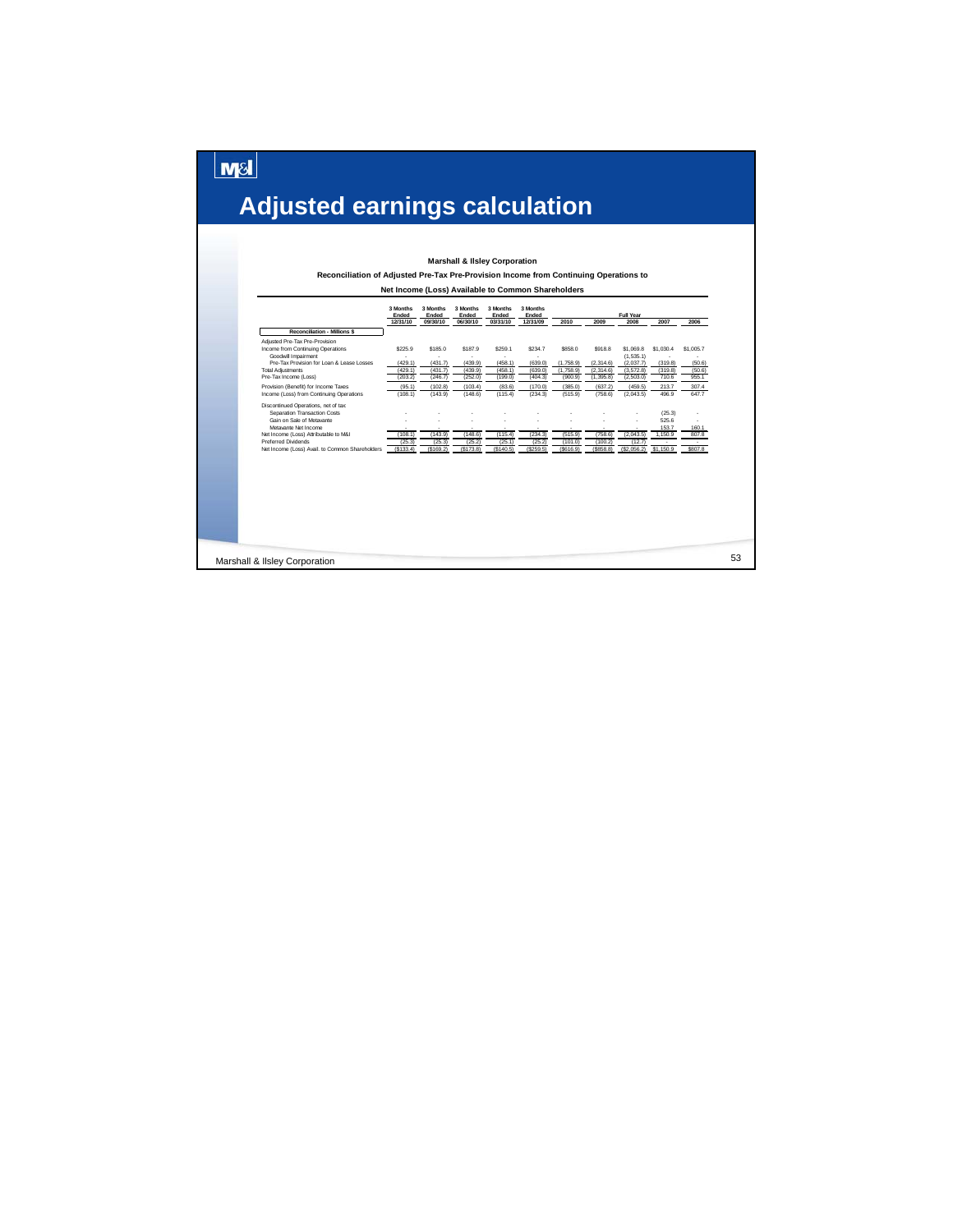# Adjusted earnings calculation

**Marshall & Ilsley Corporation**

**Reconciliation of Adjusted Pre-Tax Pre-Provision Income from Continuing Operations to**

**Net Income (Loss) Available to Common Shareholders**

| Reconciliation - Millions $ | 3 Months Ended 12/31/10 | 3 Months Ended 09/30/10 | 3 Months Ended 06/30/10 | 3 Months Ended 03/31/10 | 3 Months Ended 12/31/09 | 2010 | 2009 | Full Year 2008 | 2007 | 2006 |
|---|---|---|---|---|---|---|---|---|---|---|
| Adjusted Pre-Tax Pre-Provision | | | | | | | | | | |
| Income from Continuing Operations | $225.9 | $185.0 | $187.9 | $259.1 | $234.7 | $858.0 | $918.8 | $1,069.8 | $1,030.4 | $1,005.7 |
| Goodwill Impairment | - | - | - | - | - | - | - | (1,535.1) | - | - |
| Pre-Tax Provision for Loan & Lease Losses | (429.1) | (431.7) | (439.9) | (458.1) | (639.0) | (1,758.9) | (2,314.6) | (2,037.7) | (319.8) | (50.6) |
| Total Adjustments | (429.1) | (431.7) | (439.9) | (458.1) | (639.0) | (1,758.9) | (2,314.6) | (3,572.8) | (319.8) | (50.6) |
| Pre-Tax Income (Loss) | (203.2) | (246.7) | (252.0) | (199.0) | (404.3) | (900.9) | (1,395.8) | (2,503.0) | 710.6 | 955.1 |
| Provision (Benefit) for Income Taxes | (95.1) | (102.8) | (103.4) | (83.6) | (170.0) | (385.0) | (637.2) | (459.5) | 213.7 | 307.4 |
| Income (Loss) from Continuing Operations | (108.1) | (143.9) | (148.6) | (115.4) | (234.3) | (515.9) | (758.6) | (2,043.5) | 496.9 | 647.7 |
| Discontinued Operations, net of tax | | | | | | | | | | |
| Separation Transaction Costs | - | - | - | - | - | - | - | - | (25.3) | - |
| Gain on Sale of Metavante | - | - | - | - | - | - | - | - | 525.6 | - |
| Metavante Net Income | - | - | - | - | - | - | - | - | 153.7 | 160.1 |
| Net Income (Loss) Attributable to M&I | (108.1) | (143.9) | (148.6) | (115.4) | (234.3) | (515.9) | (758.6) | (2,043.5) | 1,150.9 | 807.8 |
| Preferred Dividends | (25.3) | (25.3) | (25.2) | (25.1) | (25.2) | (101.0) | (100.2) | (12.7) | - | - |
| Net Income (Loss) Avail. to Common Shareholders | ($133.4) | ($169.2) | ($173.8) | ($140.5) | ($259.5) | ($616.9) | ($858.8) | ($2,056.2) | $1,150.9 | $807.8 |